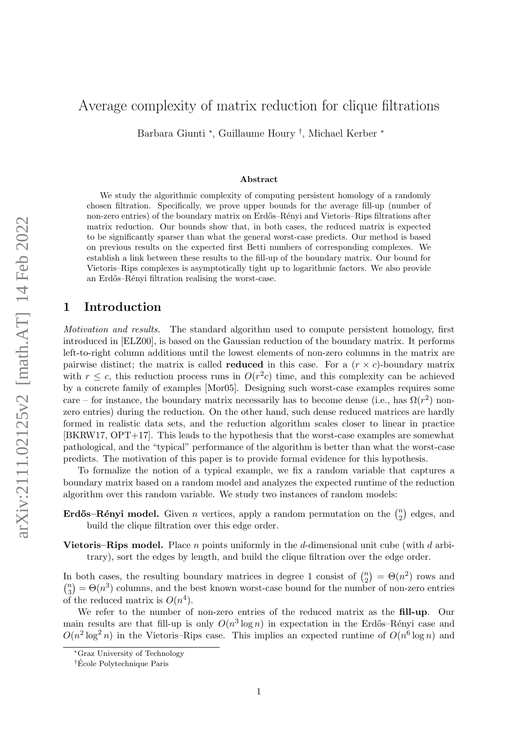# Average complexity of matrix reduction for clique filtrations

Barbara Giunti [*], Guillaume Houry [†], Michael Kerber [*]

### Abstract

We study the algorithmic complexity of computing persistent homology of a randomly chosen filtration. Specifically, we prove upper bounds for the average fill-up (number of non-zero entries) of the boundary matrix on Erdős–Rényi and Vietoris–Rips filtrations after matrix reduction. Our bounds show that, in both cases, the reduced matrix is expected to be significantly sparser than what the general worst-case predicts. Our method is based on previous results on the expected first Betti numbers of corresponding complexes. We establish a link between these results to the fill-up of the boundary matrix. Our bound for Vietoris–Rips complexes is asymptotically tight up to logarithmic factors. We also provide an Erdős–Rényi filtration realising the worst-case.

## 1 Introduction

*Motivation and results.* The standard algorithm used to compute persistent homology, first introduced in [ELZ00], is based on the Gaussian reduction of the boundary matrix. It performs left-to-right column additions until the lowest elements of non-zero columns in the matrix are pairwise distinct; the matrix is called **reduced** in this case. For a $(r \times c)$-boundary matrix with $r \leq c$, this reduction process runs in $O(r^2 c)$ time, and this complexity can be achieved by a concrete family of examples [Mor05]. Designing such worst-case examples requires some care – for instance, the boundary matrix necessarily has to become dense (i.e., has $\Omega(r^2)$ non-zero entries) during the reduction. On the other hand, such dense reduced matrices are hardly formed in realistic data sets, and the reduction algorithm scales closer to linear in practice [BKRW17, OPT+17]. This leads to the hypothesis that the worst-case examples are somewhat pathological, and the "typical" performance of the algorithm is better than what the worst-case predicts. The motivation of this paper is to provide formal evidence for this hypothesis.

To formalize the notion of a typical example, we fix a random variable that captures a boundary matrix based on a random model and analyzes the expected runtime of the reduction algorithm over this random variable. We study two instances of random models:

**Erdős–Rényi model.** Given $n$ vertices, apply a random permutation on the $\binom{n}{2}$ edges, and build the clique filtration over this edge order.

**Vietoris–Rips model.** Place $n$ points uniformly in the $d$-dimensional unit cube (with $d$ arbitrary), sort the edges by length, and build the clique filtration over the edge order.

In both cases, the resulting boundary matrices in degree 1 consist of $\binom{n}{2} = \Theta(n^2)$ rows and $\binom{n}{3} = \Theta(n^3)$ columns, and the best known worst-case bound for the number of non-zero entries of the reduced matrix is $O(n^4)$.

We refer to the number of non-zero entries of the reduced matrix as the **fill-up**. Our main results are that fill-up is only $O(n^3 \log n)$ in expectation in the Erdős–Rényi case and $O(n^2 \log^2 n)$ in the Vietoris–Rips case. This implies an expected runtime of $O(n^6 \log n)$ and

[*] Graz University of Technology

[†] École Polytechnique Paris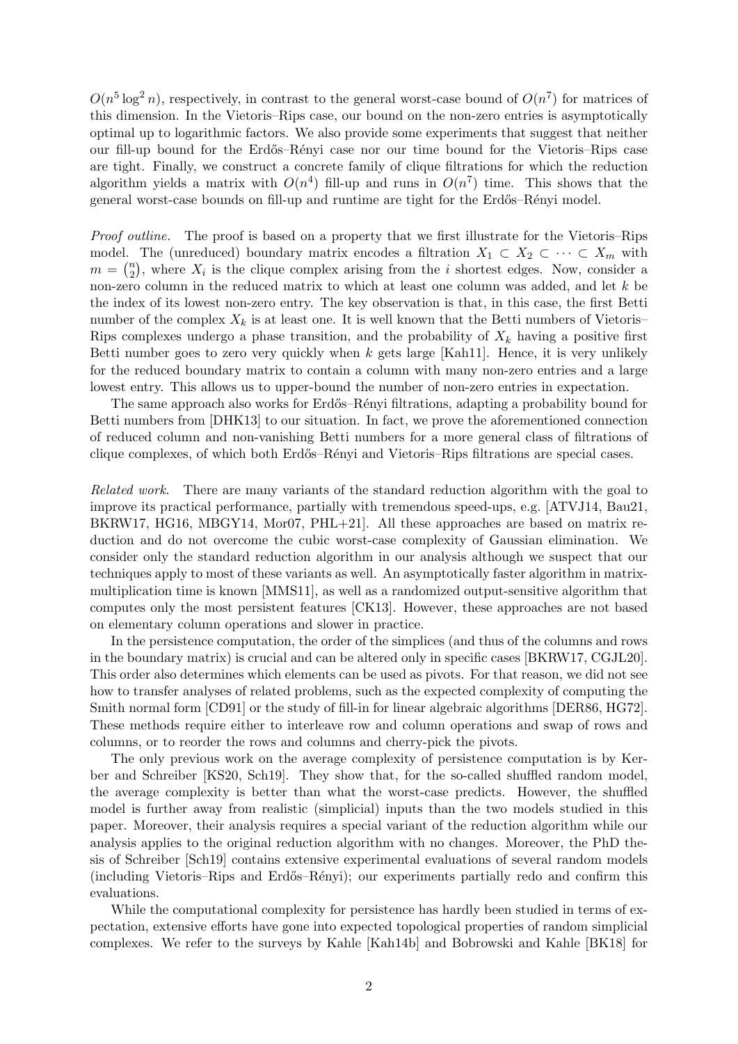$O(n^5 \log^2 n)$, respectively, in contrast to the general worst-case bound of $O(n^7)$ for matrices of this dimension. In the Vietoris–Rips case, our bound on the non-zero entries is asymptotically optimal up to logarithmic factors. We also provide some experiments that suggest that neither our fill-up bound for the Erdős–Rényi case nor our time bound for the Vietoris–Rips case are tight. Finally, we construct a concrete family of clique filtrations for which the reduction algorithm yields a matrix with $O(n^4)$ fill-up and runs in $O(n^7)$ time. This shows that the general worst-case bounds on fill-up and runtime are tight for the Erdős–Rényi model.

*Proof outline.* The proof is based on a property that we first illustrate for the Vietoris–Rips model. The (unreduced) boundary matrix encodes a filtration $X_1 \subset X_2 \subset \cdots \subset X_m$ with $m = \binom{n}{2}$, where $X_i$ is the clique complex arising from the $i$ shortest edges. Now, consider a non-zero column in the reduced matrix to which at least one column was added, and let $k$ be the index of its lowest non-zero entry. The key observation is that, in this case, the first Betti number of the complex $X_k$ is at least one. It is well known that the Betti numbers of Vietoris–Rips complexes undergo a phase transition, and the probability of $X_k$ having a positive first Betti number goes to zero very quickly when $k$ gets large [Kah11]. Hence, it is very unlikely for the reduced boundary matrix to contain a column with many non-zero entries and a large lowest entry. This allows us to upper-bound the number of non-zero entries in expectation.

The same approach also works for Erdős–Rényi filtrations, adapting a probability bound for Betti numbers from [DHK13] to our situation. In fact, we prove the aforementioned connection of reduced column and non-vanishing Betti numbers for a more general class of filtrations of clique complexes, of which both Erdős–Rényi and Vietoris–Rips filtrations are special cases.

*Related work.* There are many variants of the standard reduction algorithm with the goal to improve its practical performance, partially with tremendous speed-ups, e.g. [ATVJ14, Bau21, BKRW17, HG16, MBGY14, Mor07, PHL+21]. All these approaches are based on matrix reduction and do not overcome the cubic worst-case complexity of Gaussian elimination. We consider only the standard reduction algorithm in our analysis although we suspect that our techniques apply to most of these variants as well. An asymptotically faster algorithm in matrix-multiplication time is known [MMS11], as well as a randomized output-sensitive algorithm that computes only the most persistent features [CK13]. However, these approaches are not based on elementary column operations and slower in practice.

In the persistence computation, the order of the simplices (and thus of the columns and rows in the boundary matrix) is crucial and can be altered only in specific cases [BKRW17, CGJL20]. This order also determines which elements can be used as pivots. For that reason, we did not see how to transfer analyses of related problems, such as the expected complexity of computing the Smith normal form [CD91] or the study of fill-in for linear algebraic algorithms [DER86, HG72]. These methods require either to interleave row and column operations and swap of rows and columns, or to reorder the rows and columns and cherry-pick the pivots.

The only previous work on the average complexity of persistence computation is by Kerber and Schreiber [KS20, Sch19]. They show that, for the so-called shuffled random model, the average complexity is better than what the worst-case predicts. However, the shuffled model is further away from realistic (simplicial) inputs than the two models studied in this paper. Moreover, their analysis requires a special variant of the reduction algorithm while our analysis applies to the original reduction algorithm with no changes. Moreover, the PhD thesis of Schreiber [Sch19] contains extensive experimental evaluations of several random models (including Vietoris–Rips and Erdős–Rényi); our experiments partially redo and confirm this evaluations.

While the computational complexity for persistence has hardly been studied in terms of expectation, extensive efforts have gone into expected topological properties of random simplicial complexes. We refer to the surveys by Kahle [Kah14b] and Bobrowski and Kahle [BK18] for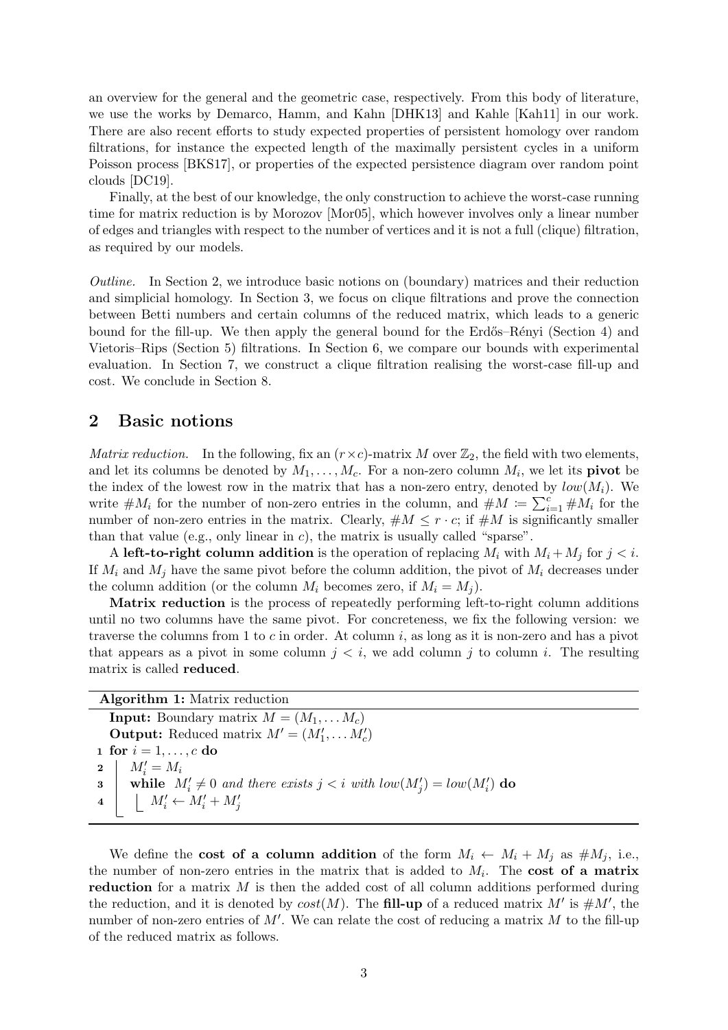an overview for the general and the geometric case, respectively. From this body of literature, we use the works by Demarco, Hamm, and Kahn [DHK13] and Kahle [Kah11] in our work. There are also recent efforts to study expected properties of persistent homology over random filtrations, for instance the expected length of the maximally persistent cycles in a uniform Poisson process [BKS17], or properties of the expected persistence diagram over random point clouds [DC19].

Finally, at the best of our knowledge, the only construction to achieve the worst-case running time for matrix reduction is by Morozov [Mor05], which however involves only a linear number of edges and triangles with respect to the number of vertices and it is not a full (clique) filtration, as required by our models.

*Outline.* In Section 2, we introduce basic notions on (boundary) matrices and their reduction and simplicial homology. In Section 3, we focus on clique filtrations and prove the connection between Betti numbers and certain columns of the reduced matrix, which leads to a generic bound for the fill-up. We then apply the general bound for the Erdős–Rényi (Section 4) and Vietoris–Rips (Section 5) filtrations. In Section 6, we compare our bounds with experimental evaluation. In Section 7, we construct a clique filtration realising the worst-case fill-up and cost. We conclude in Section 8.

## 2 Basic notions

*Matrix reduction.* In the following, fix an $(r \times c)$-matrix $M$ over $\mathbb{Z}_2$, the field with two elements, and let its columns be denoted by $M_1, \ldots, M_c$. For a non-zero column $M_i$, we let its **pivot** be the index of the lowest row in the matrix that has a non-zero entry, denoted by $low(M_i)$. We write $\#M_i$ for the number of non-zero entries in the column, and $\#M \coloneqq \sum_{i=1}^{c} \#M_i$ for the number of non-zero entries in the matrix. Clearly, $\#M \leq r \cdot c$; if $\#M$ is significantly smaller than that value (e.g., only linear in $c$), the matrix is usually called "sparse".

A **left-to-right column addition** is the operation of replacing $M_i$ with $M_i + M_j$ for $j < i$. If $M_i$ and $M_j$ have the same pivot before the column addition, the pivot of $M_i$ decreases under the column addition (or the column $M_i$ becomes zero, if $M_i = M_j$).

**Matrix reduction** is the process of repeatedly performing left-to-right column additions until no two columns have the same pivot. For concreteness, we fix the following version: we traverse the columns from 1 to $c$ in order. At column $i$, as long as it is non-zero and has a pivot that appears as a pivot in some column $j < i$, we add column $j$ to column $i$. The resulting matrix is called **reduced**.

**Algorithm 1:** Matrix reduction

**Input:** Boundary matrix $M = (M_1, \ldots M_c)$
**Output:** Reduced matrix $M' = (M'_1, \ldots M'_c)$

```
1 for i = 1, ..., c do
2     M'_i = M_i
3     while M'_i ≠ 0 and there exists j < i with low(M'_j) = low(M'_i) do
4         M'_i ← M'_i + M'_j
```

We define the **cost of a column addition** of the form $M_i \leftarrow M_i + M_j$ as $\#M_j$, i.e., the number of non-zero entries in the matrix that is added to $M_i$. The **cost of a matrix reduction** for a matrix $M$ is then the added cost of all column additions performed during the reduction, and it is denoted by $cost(M)$. The **fill-up** of a reduced matrix $M'$ is $\#M'$, the number of non-zero entries of $M'$. We can relate the cost of reducing a matrix $M$ to the fill-up of the reduced matrix as follows.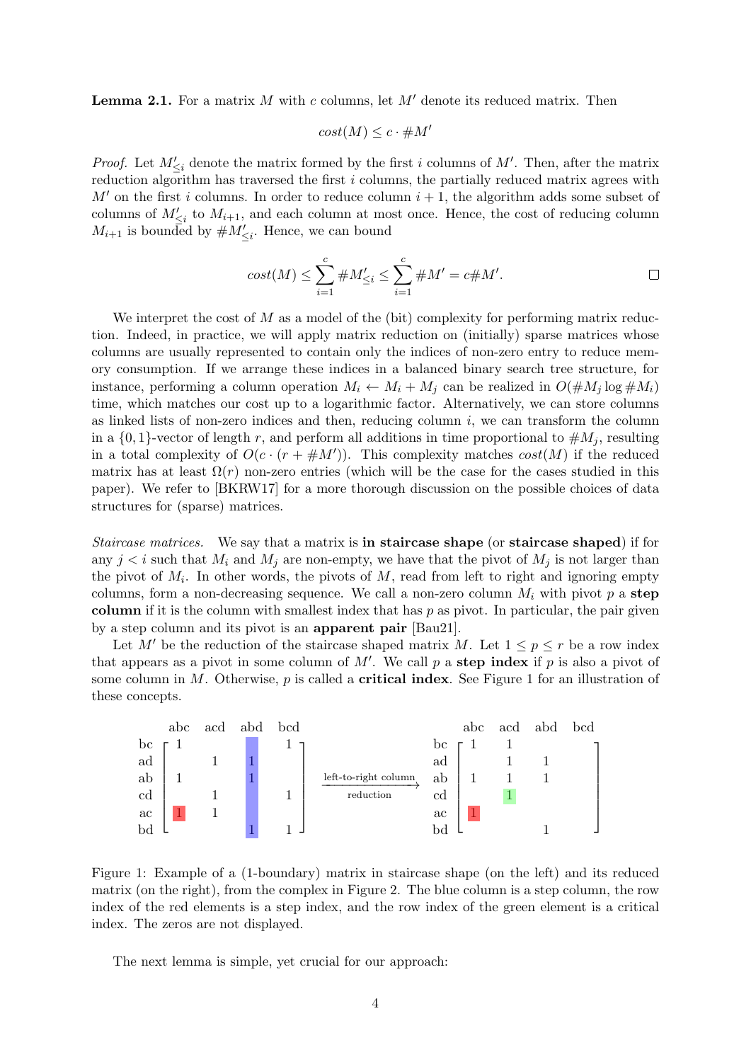**Lemma 2.1.** For a matrix $M$ with $c$ columns, let $M'$ denote its reduced matrix. Then

$$cost(M) \leq c \cdot \#M'$$

*Proof.* Let $M'_{\leq i}$ denote the matrix formed by the first $i$ columns of $M'$. Then, after the matrix reduction algorithm has traversed the first $i$ columns, the partially reduced matrix agrees with $M'$ on the first $i$ columns. In order to reduce column $i+1$, the algorithm adds some subset of columns of $M'_{\leq i}$ to $M_{i+1}$, and each column at most once. Hence, the cost of reducing column $M_{i+1}$ is bounded by $\#M'_{\leq i}$. Hence, we can bound

$$cost(M) \leq \sum_{i=1}^{c} \#M'_{\leq i} \leq \sum_{i=1}^{c} \#M' = c\#M'.$$

□

We interpret the cost of $M$ as a model of the (bit) complexity for performing matrix reduction. Indeed, in practice, we will apply matrix reduction on (initially) sparse matrices whose columns are usually represented to contain only the indices of non-zero entry to reduce memory consumption. If we arrange these indices in a balanced binary search tree structure, for instance, performing a column operation $M_i \leftarrow M_i + M_j$ can be realized in $O(\#M_j \log \#M_i)$ time, which matches our cost up to a logarithmic factor. Alternatively, we can store columns as linked lists of non-zero indices and then, reducing column $i$, we can transform the column in a $\{0,1\}$-vector of length $r$, and perform all additions in time proportional to $\#M_j$, resulting in a total complexity of $O(c \cdot (r + \#M'))$. This complexity matches $cost(M)$ if the reduced matrix has at least $\Omega(r)$ non-zero entries (which will be the case for the cases studied in this paper). We refer to [BKRW17] for a more thorough discussion on the possible choices of data structures for (sparse) matrices.

*Staircase matrices.* We say that a matrix is **in staircase shape** (or **staircase shaped**) if for any $j < i$ such that $M_i$ and $M_j$ are non-empty, we have that the pivot of $M_j$ is not larger than the pivot of $M_i$. In other words, the pivots of $M$, read from left to right and ignoring empty columns, form a non-decreasing sequence. We call a non-zero column $M_i$ with pivot $p$ a **step column** if it is the column with smallest index that has $p$ as pivot. In particular, the pair given by a step column and its pivot is an **apparent pair** [Bau21].

Let $M'$ be the reduction of the staircase shaped matrix $M$. Let $1 \leq p \leq r$ be a row index that appears as a pivot in some column of $M'$. We call $p$ a **step index** if $p$ is also a pivot of some column in $M$. Otherwise, $p$ is called a **critical index**. See Figure 1 for an illustration of these concepts.

|  | abc | acd | abd | bcd |
|---|---|---|---|---|
| bc | 1 |  |  | 1 |
| ad |  | 1 | 1 |  |
| ab | 1 |  | 1 |  |
| cd |  | 1 |  | 1 |
| ac | 1 | 1 |  |  |
| bd |  |  | 1 | 1 |

$\xrightarrow{\text{left-to-right column reduction}}$

|  | abc | acd | abd | bcd |
|---|---|---|---|---|
| bc | 1 | 1 |  |  |
| ad |  | 1 | 1 |  |
| ab | 1 | 1 | 1 |  |
| cd |  | 1 |  |  |
| ac | 1 |  |  |  |
| bd |  |  | 1 |  |

Figure 1: Example of a (1-boundary) matrix in staircase shape (on the left) and its reduced matrix (on the right), from the complex in Figure 2. The blue column is a step column, the row index of the red elements is a step index, and the row index of the green element is a critical index. The zeros are not displayed.

The next lemma is simple, yet crucial for our approach: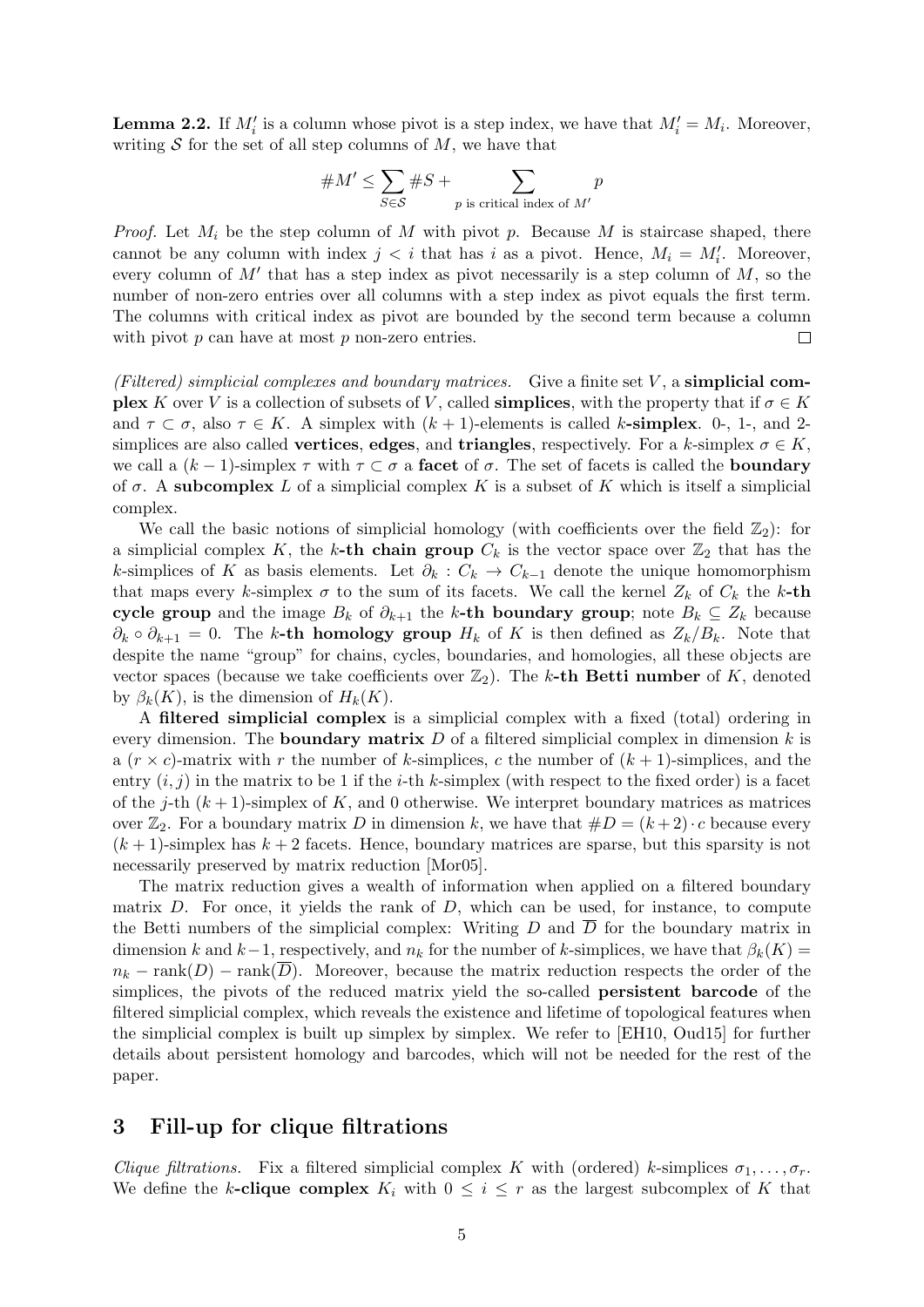**Lemma 2.2.** If $M'_i$ is a column whose pivot is a step index, we have that $M'_i = M_i$. Moreover, writing $\mathcal{S}$ for the set of all step columns of $M$, we have that

$$\#M' \leq \sum_{S \in \mathcal{S}} \#S + \sum_{p \text{ is critical index of } M'} p$$

*Proof.* Let $M_i$ be the step column of $M$ with pivot $p$. Because $M$ is staircase shaped, there cannot be any column with index $j < i$ that has $i$ as a pivot. Hence, $M_i = M'_i$. Moreover, every column of $M'$ that has a step index as pivot necessarily is a step column of $M$, so the number of non-zero entries over all columns with a step index as pivot equals the first term. The columns with critical index as pivot are bounded by the second term because a column with pivot $p$ can have at most $p$ non-zero entries. □

*(Filtered) simplicial complexes and boundary matrices.* Give a finite set $V$, a **simplicial complex** $K$ over $V$ is a collection of subsets of $V$, called **simplices**, with the property that if $\sigma \in K$ and $\tau \subset \sigma$, also $\tau \in K$. A simplex with $(k+1)$-elements is called $k$**-simplex**. 0-, 1-, and 2-simplices are also called **vertices**, **edges**, and **triangles**, respectively. For a $k$-simplex $\sigma \in K$, we call a $(k-1)$-simplex $\tau$ with $\tau \subset \sigma$ a **facet** of $\sigma$. The set of facets is called the **boundary** of $\sigma$. A **subcomplex** $L$ of a simplicial complex $K$ is a subset of $K$ which is itself a simplicial complex.

We call the basic notions of simplicial homology (with coefficients over the field $\mathbb{Z}_2$): for a simplicial complex $K$, the $k$**-th chain group** $C_k$ is the vector space over $\mathbb{Z}_2$ that has the $k$-simplices of $K$ as basis elements. Let $\partial_k : C_k \to C_{k-1}$ denote the unique homomorphism that maps every $k$-simplex $\sigma$ to the sum of its facets. We call the kernel $Z_k$ of $C_k$ the $k$**-th cycle group** and the image $B_k$ of $\partial_{k+1}$ the $k$**-th boundary group**; note $B_k \subseteq Z_k$ because $\partial_k \circ \partial_{k+1} = 0$. The $k$**-th homology group** $H_k$ of $K$ is then defined as $Z_k / B_k$. Note that despite the name "group" for chains, cycles, boundaries, and homologies, all these objects are vector spaces (because we take coefficients over $\mathbb{Z}_2$). The $k$**-th Betti number** of $K$, denoted by $\beta_k(K)$, is the dimension of $H_k(K)$.

A **filtered simplicial complex** is a simplicial complex with a fixed (total) ordering in every dimension. The **boundary matrix** $D$ of a filtered simplicial complex in dimension $k$ is a $(r \times c)$-matrix with $r$ the number of $k$-simplices, $c$ the number of $(k+1)$-simplices, and the entry $(i, j)$ in the matrix to be 1 if the $i$-th $k$-simplex (with respect to the fixed order) is a facet of the $j$-th $(k+1)$-simplex of $K$, and 0 otherwise. We interpret boundary matrices as matrices over $\mathbb{Z}_2$. For a boundary matrix $D$ in dimension $k$, we have that $\#D = (k+2) \cdot c$ because every $(k+1)$-simplex has $k+2$ facets. Hence, boundary matrices are sparse, but this sparsity is not necessarily preserved by matrix reduction [Mor05].

The matrix reduction gives a wealth of information when applied on a filtered boundary matrix $D$. For once, it yields the rank of $D$, which can be used, for instance, to compute the Betti numbers of the simplicial complex: Writing $D$ and $\overline{D}$ for the boundary matrix in dimension $k$ and $k-1$, respectively, and $n_k$ for the number of $k$-simplices, we have that $\beta_k(K) = n_k - \text{rank}(D) - \text{rank}(\overline{D})$. Moreover, because the matrix reduction respects the order of the simplices, the pivots of the reduced matrix yield the so-called **persistent barcode** of the filtered simplicial complex, which reveals the existence and lifetime of topological features when the simplicial complex is built up simplex by simplex. We refer to [EH10, Oud15] for further details about persistent homology and barcodes, which will not be needed for the rest of the paper.

## 3 Fill-up for clique filtrations

*Clique filtrations.* Fix a filtered simplicial complex $K$ with (ordered) $k$-simplices $\sigma_1, \ldots, \sigma_r$. We define the $k$**-clique complex** $K_i$ with $0 \leq i \leq r$ as the largest subcomplex of $K$ that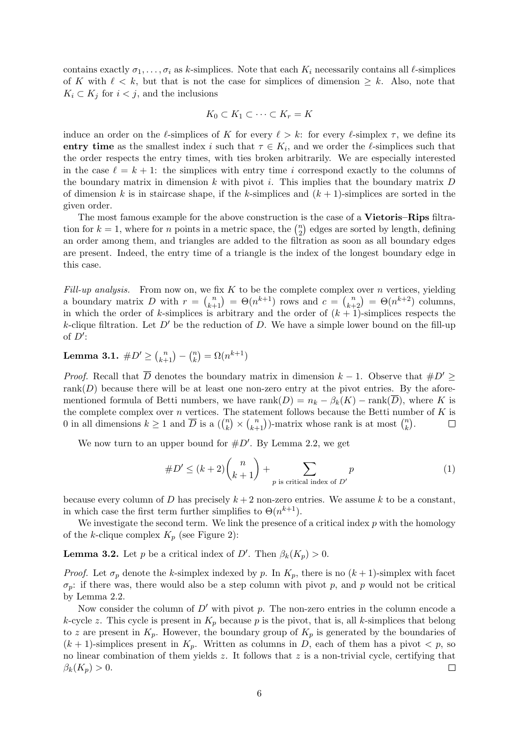contains exactly $\sigma_1, \ldots, \sigma_i$ as $k$-simplices. Note that each $K_i$ necessarily contains all $\ell$-simplices of $K$ with $\ell < k$, but that is not the case for simplices of dimension $\geq k$. Also, note that $K_i \subset K_j$ for $i < j$, and the inclusions

$$K_0 \subset K_1 \subset \cdots \subset K_r = K$$

induce an order on the $\ell$-simplices of $K$ for every $\ell > k$: for every $\ell$-simplex $\tau$, we define its **entry time** as the smallest index $i$ such that $\tau \in K_i$, and we order the $\ell$-simplices such that the order respects the entry times, with ties broken arbitrarily. We are especially interested in the case $\ell = k+1$: the simplices with entry time $i$ correspond exactly to the columns of the boundary matrix in dimension $k$ with pivot $i$. This implies that the boundary matrix $D$ of dimension $k$ is in staircase shape, if the $k$-simplices and $(k+1)$-simplices are sorted in the given order.

The most famous example for the above construction is the case of a **Vietoris–Rips** filtration for $k = 1$, where for $n$ points in a metric space, the $\binom{n}{2}$ edges are sorted by length, defining an order among them, and triangles are added to the filtration as soon as all boundary edges are present. Indeed, the entry time of a triangle is the index of the longest boundary edge in this case.

*Fill-up analysis.* From now on, we fix $K$ to be the complete complex over $n$ vertices, yielding a boundary matrix $D$ with $r = \binom{n}{k+1} = \Theta(n^{k+1})$ rows and $c = \binom{n}{k+2} = \Theta(n^{k+2})$ columns, in which the order of $k$-simplices is arbitrary and the order of $(k+1)$-simplices respects the $k$-clique filtration. Let $D'$ be the reduction of $D$. We have a simple lower bound on the fill-up of $D'$:

**Lemma 3.1.** $\#D' \geq \binom{n}{k+1} - \binom{n}{k} = \Omega(n^{k+1})$

*Proof.* Recall that $\overline{D}$ denotes the boundary matrix in dimension $k-1$. Observe that $\#D' \geq \operatorname{rank}(D)$ because there will be at least one non-zero entry at the pivot entries. By the aforementioned formula of Betti numbers, we have $\operatorname{rank}(D) = n_k - \beta_k(K) - \operatorname{rank}(\overline{D})$, where $K$ is the complete complex over $n$ vertices. The statement follows because the Betti number of $K$ is 0 in all dimensions $k \geq 1$ and $\overline{D}$ is a $(\binom{n}{k} \times \binom{n}{k+1})$-matrix whose rank is at most $\binom{n}{k}$. $\square$

We now turn to an upper bound for $\#D'$. By Lemma 2.2, we get

$$\#D' \leq (k+2)\binom{n}{k+1} + \sum_{p \text{ is critical index of } D'} p \tag{1}$$

because every column of $D$ has precisely $k+2$ non-zero entries. We assume $k$ to be a constant, in which case the first term further simplifies to $\Theta(n^{k+1})$.

We investigate the second term. We link the presence of a critical index $p$ with the homology of the $k$-clique complex $K_p$ (see Figure 2):

**Lemma 3.2.** Let $p$ be a critical index of $D'$. Then $\beta_k(K_p) > 0$.

*Proof.* Let $\sigma_p$ denote the $k$-simplex indexed by $p$. In $K_p$, there is no $(k+1)$-simplex with facet $\sigma_p$: if there was, there would also be a step column with pivot $p$, and $p$ would not be critical by Lemma 2.2.

Now consider the column of $D'$ with pivot $p$. The non-zero entries in the column encode a $k$-cycle $z$. This cycle is present in $K_p$ because $p$ is the pivot, that is, all $k$-simplices that belong to $z$ are present in $K_p$. However, the boundary group of $K_p$ is generated by the boundaries of $(k+1)$-simplices present in $K_p$. Written as columns in $D$, each of them has a pivot $< p$, so no linear combination of them yields $z$. It follows that $z$ is a non-trivial cycle, certifying that $\beta_k(K_p) > 0$. $\square$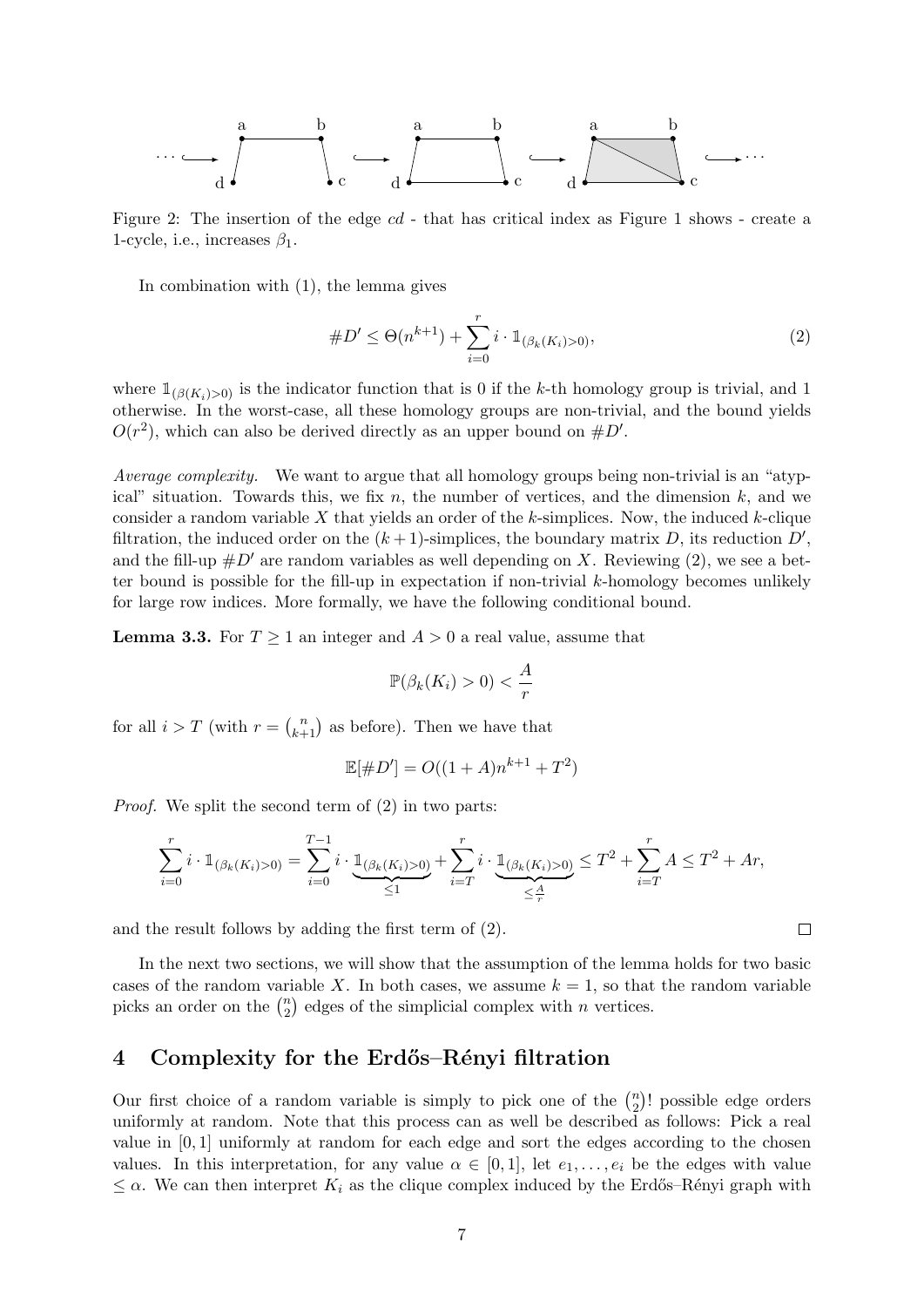Figure 2: The insertion of the edge $cd$ - that has critical index as Figure 1 shows - create a 1-cycle, i.e., increases $\beta_1$.

In combination with (1), the lemma gives

$$\#D' \leq \Theta(n^{k+1}) + \sum_{i=0}^{r} i \cdot \mathbb{1}_{(\beta_k(K_i)>0)}, \tag{2}$$

where $\mathbb{1}_{(\beta(K_i)>0)}$ is the indicator function that is 0 if the $k$-th homology group is trivial, and 1 otherwise. In the worst-case, all these homology groups are non-trivial, and the bound yields $O(r^2)$, which can also be derived directly as an upper bound on $\#D'$.

*Average complexity.* We want to argue that all homology groups being non-trivial is an "atypical" situation. Towards this, we fix $n$, the number of vertices, and the dimension $k$, and we consider a random variable $X$ that yields an order of the $k$-simplices. Now, the induced $k$-clique filtration, the induced order on the $(k+1)$-simplices, the boundary matrix $D$, its reduction $D'$, and the fill-up $\#D'$ are random variables as well depending on $X$. Reviewing (2), we see a better bound is possible for the fill-up in expectation if non-trivial $k$-homology becomes unlikely for large row indices. More formally, we have the following conditional bound.

**Lemma 3.3.** For $T \geq 1$ an integer and $A > 0$ a real value, assume that

$$\mathbb{P}(\beta_k(K_i) > 0) < \frac{A}{r}$$

for all $i > T$ (with $r = \binom{n}{k+1}$ as before). Then we have that

$$\mathbb{E}[\#D'] = O((1+A)n^{k+1} + T^2)$$

*Proof.* We split the second term of (2) in two parts:

$$\sum_{i=0}^{r} i \cdot \mathbb{1}_{(\beta_k(K_i)>0)} = \sum_{i=0}^{T-1} i \cdot \underbrace{\mathbb{1}_{(\beta_k(K_i)>0)}}_{\leq 1} + \sum_{i=T}^{r} i \cdot \underbrace{\mathbb{1}_{(\beta_k(K_i)>0)}}_{\leq \frac{A}{r}} \leq T^2 + \sum_{i=T}^{r} A \leq T^2 + Ar,$$

and the result follows by adding the first term of (2). $\square$

In the next two sections, we will show that the assumption of the lemma holds for two basic cases of the random variable $X$. In both cases, we assume $k = 1$, so that the random variable picks an order on the $\binom{n}{2}$ edges of the simplicial complex with $n$ vertices.

## 4 Complexity for the Erdős–Rényi filtration

Our first choice of a random variable is simply to pick one of the $\binom{n}{2}!$ possible edge orders uniformly at random. Note that this process can as well be described as follows: Pick a real value in $[0, 1]$ uniformly at random for each edge and sort the edges according to the chosen values. In this interpretation, for any value $\alpha \in [0, 1]$, let $e_1, \ldots, e_i$ be the edges with value $\leq \alpha$. We can then interpret $K_i$ as the clique complex induced by the Erdős–Rényi graph with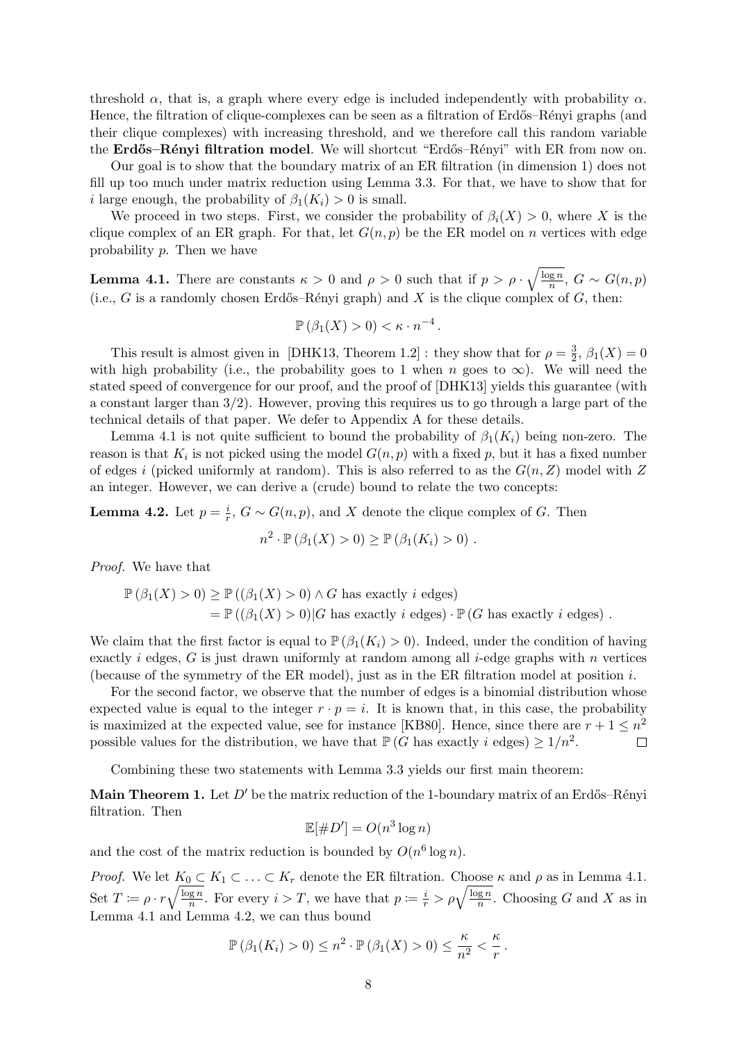threshold $\alpha$, that is, a graph where every edge is included independently with probability $\alpha$. Hence, the filtration of clique-complexes can be seen as a filtration of Erdős–Rényi graphs (and their clique complexes) with increasing threshold, and we therefore call this random variable the **Erdős–Rényi filtration model**. We will shortcut "Erdős–Rényi" with ER from now on.

Our goal is to show that the boundary matrix of an ER filtration (in dimension 1) does not fill up too much under matrix reduction using Lemma 3.3. For that, we have to show that for $i$ large enough, the probability of $\beta_1(K_i) > 0$ is small.

We proceed in two steps. First, we consider the probability of $\beta_i(X) > 0$, where $X$ is the clique complex of an ER graph. For that, let $G(n, p)$ be the ER model on $n$ vertices with edge probability $p$. Then we have

**Lemma 4.1.** There are constants $\kappa > 0$ and $\rho > 0$ such that if $p > \rho \cdot \sqrt{\frac{\log n}{n}}$, $G \sim G(n,p)$ (i.e., $G$ is a randomly chosen Erdős–Rényi graph) and $X$ is the clique complex of $G$, then:

$$\mathbb{P}\left(\beta_1(X) > 0\right) < \kappa \cdot n^{-4}\,.$$

This result is almost given in [DHK13, Theorem 1.2] : they show that for $\rho = \frac{3}{2}$, $\beta_1(X) = 0$ with high probability (i.e., the probability goes to 1 when $n$ goes to $\infty$). We will need the stated speed of convergence for our proof, and the proof of [DHK13] yields this guarantee (with a constant larger than 3/2). However, proving this requires us to go through a large part of the technical details of that paper. We defer to Appendix A for these details.

Lemma 4.1 is not quite sufficient to bound the probability of $\beta_1(K_i)$ being non-zero. The reason is that $K_i$ is not picked using the model $G(n,p)$ with a fixed $p$, but it has a fixed number of edges $i$ (picked uniformly at random). This is also referred to as the $G(n, Z)$ model with $Z$ an integer. However, we can derive a (crude) bound to relate the two concepts:

**Lemma 4.2.** Let $p = \frac{i}{r}$, $G \sim G(n,p)$, and $X$ denote the clique complex of $G$. Then

$$n^2 \cdot \mathbb{P}\left(\beta_1(X) > 0\right) \geq \mathbb{P}\left(\beta_1(K_i) > 0\right)\,.$$

*Proof.* We have that

$$\begin{aligned}\mathbb{P}\left(\beta_1(X) > 0\right) &\geq \mathbb{P}\left((\beta_1(X) > 0) \wedge G \text{ has exactly } i \text{ edges}\right)\\ &= \mathbb{P}\left((\beta_1(X) > 0) | G \text{ has exactly } i \text{ edges}\right) \cdot \mathbb{P}\left(G \text{ has exactly } i \text{ edges}\right)\,.\end{aligned}$$

We claim that the first factor is equal to $\mathbb{P}\left(\beta_1(K_i) > 0\right)$. Indeed, under the condition of having exactly $i$ edges, $G$ is just drawn uniformly at random among all $i$-edge graphs with $n$ vertices (because of the symmetry of the ER model), just as in the ER filtration model at position $i$.

For the second factor, we observe that the number of edges is a binomial distribution whose expected value is equal to the integer $r \cdot p = i$. It is known that, in this case, the probability is maximized at the expected value, see for instance [KB80]. Hence, since there are $r + 1 \leq n^2$ possible values for the distribution, we have that $\mathbb{P}\left(G \text{ has exactly } i \text{ edges}\right) \geq 1/n^2$. ☐

Combining these two statements with Lemma 3.3 yields our first main theorem:

**Main Theorem 1.** Let $D'$ be the matrix reduction of the 1-boundary matrix of an Erdős–Rényi filtration. Then

$$\mathbb{E}[\#D'] = O(n^3 \log n)$$

and the cost of the matrix reduction is bounded by $O(n^6 \log n)$.

*Proof.* We let $K_0 \subset K_1 \subset \ldots \subset K_r$ denote the ER filtration. Choose $\kappa$ and $\rho$ as in Lemma 4.1. Set $T \coloneqq \rho \cdot r\sqrt{\frac{\log n}{n}}$. For every $i > T$, we have that $p \coloneqq \frac{i}{r} > \rho\sqrt{\frac{\log n}{n}}$. Choosing $G$ and $X$ as in Lemma 4.1 and Lemma 4.2, we can thus bound

$$\mathbb{P}\left(\beta_1(K_i) > 0\right) \leq n^2 \cdot \mathbb{P}\left(\beta_1(X) > 0\right) \leq \frac{\kappa}{n^2} < \frac{\kappa}{r}\,.$$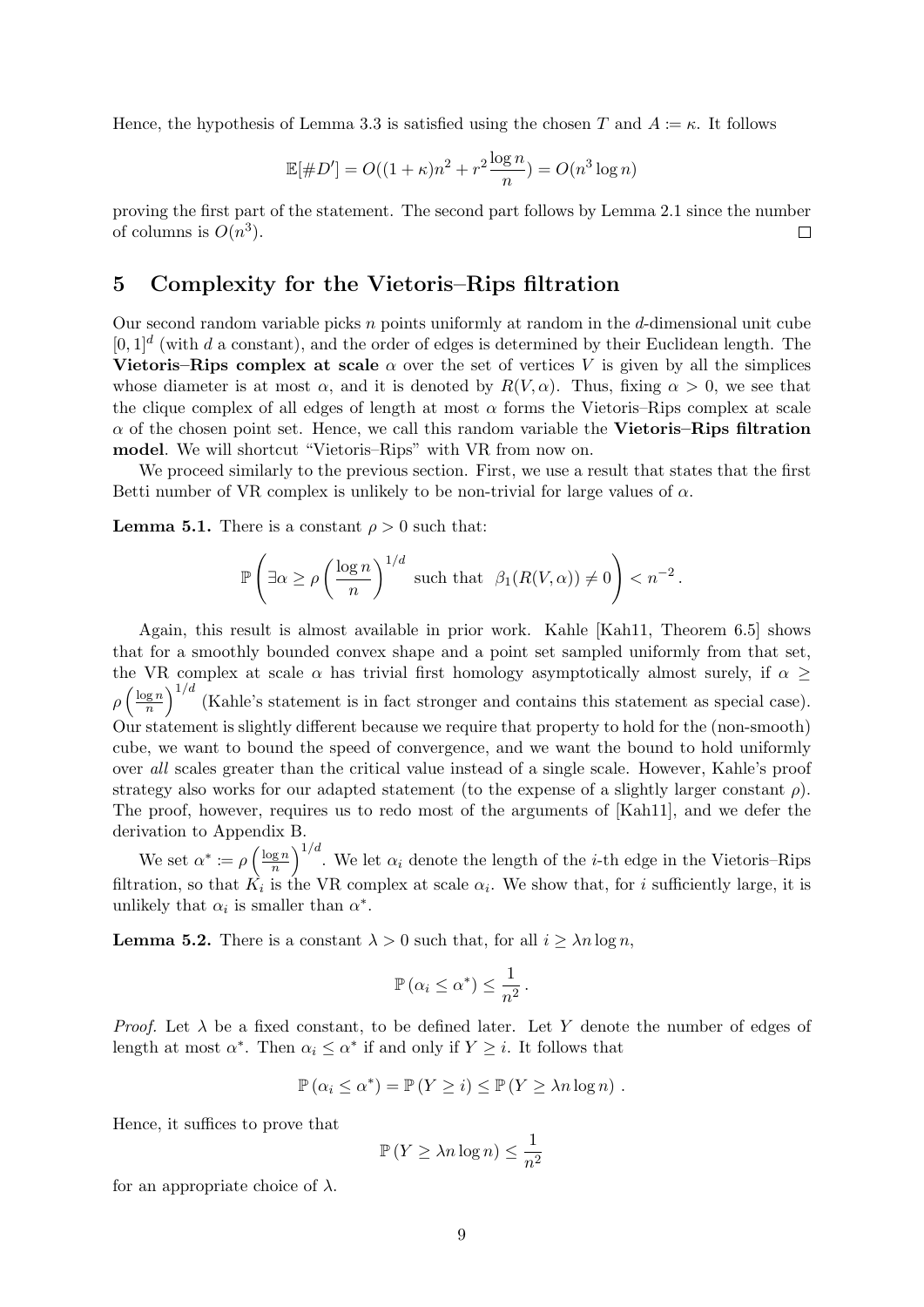Hence, the hypothesis of Lemma 3.3 is satisfied using the chosen $T$ and $A := \kappa$. It follows

$$\mathbb{E}[\#D'] = O((1+\kappa)n^2 + r^2 \frac{\log n}{n}) = O(n^3 \log n)$$

proving the first part of the statement. The second part follows by Lemma 2.1 since the number of columns is $O(n^3)$. □

## 5 Complexity for the Vietoris–Rips filtration

Our second random variable picks $n$ points uniformly at random in the $d$-dimensional unit cube $[0,1]^d$ (with $d$ a constant), and the order of edges is determined by their Euclidean length. The **Vietoris–Rips complex at scale** $\alpha$ over the set of vertices $V$ is given by all the simplices whose diameter is at most $\alpha$, and it is denoted by $R(V,\alpha)$. Thus, fixing $\alpha > 0$, we see that the clique complex of all edges of length at most $\alpha$ forms the Vietoris–Rips complex at scale $\alpha$ of the chosen point set. Hence, we call this random variable the **Vietoris–Rips filtration model**. We will shortcut "Vietoris–Rips" with VR from now on.

We proceed similarly to the previous section. First, we use a result that states that the first Betti number of VR complex is unlikely to be non-trivial for large values of $\alpha$.

**Lemma 5.1.** There is a constant $\rho > 0$ such that:

$$\mathbb{P}\left(\exists \alpha \geq \rho\left(\frac{\log n}{n}\right)^{1/d} \text{ such that } \beta_1(R(V,\alpha)) \neq 0\right) < n^{-2}.$$

Again, this result is almost available in prior work. Kahle [Kah11, Theorem 6.5] shows that for a smoothly bounded convex shape and a point set sampled uniformly from that set, the VR complex at scale $\alpha$ has trivial first homology asymptotically almost surely, if $\alpha \geq \rho\left(\frac{\log n}{n}\right)^{1/d}$ (Kahle's statement is in fact stronger and contains this statement as special case). Our statement is slightly different because we require that property to hold for the (non-smooth) cube, we want to bound the speed of convergence, and we want the bound to hold uniformly over *all* scales greater than the critical value instead of a single scale. However, Kahle's proof strategy also works for our adapted statement (to the expense of a slightly larger constant $\rho$). The proof, however, requires us to redo most of the arguments of [Kah11], and we defer the derivation to Appendix B.

We set $\alpha^* := \rho\left(\frac{\log n}{n}\right)^{1/d}$. We let $\alpha_i$ denote the length of the $i$-th edge in the Vietoris–Rips filtration, so that $K_i$ is the VR complex at scale $\alpha_i$. We show that, for $i$ sufficiently large, it is unlikely that $\alpha_i$ is smaller than $\alpha^*$.

**Lemma 5.2.** There is a constant $\lambda > 0$ such that, for all $i \geq \lambda n \log n$,

$$\mathbb{P}(\alpha_i \leq \alpha^*) \leq \frac{1}{n^2}.$$

*Proof.* Let $\lambda$ be a fixed constant, to be defined later. Let $Y$ denote the number of edges of length at most $\alpha^*$. Then $\alpha_i \leq \alpha^*$ if and only if $Y \geq i$. It follows that

$$\mathbb{P}(\alpha_i \leq \alpha^*) = \mathbb{P}(Y \geq i) \leq \mathbb{P}(Y \geq \lambda n \log n).$$

Hence, it suffices to prove that

$$\mathbb{P}(Y \geq \lambda n \log n) \leq \frac{1}{n^2}$$

for an appropriate choice of $\lambda$.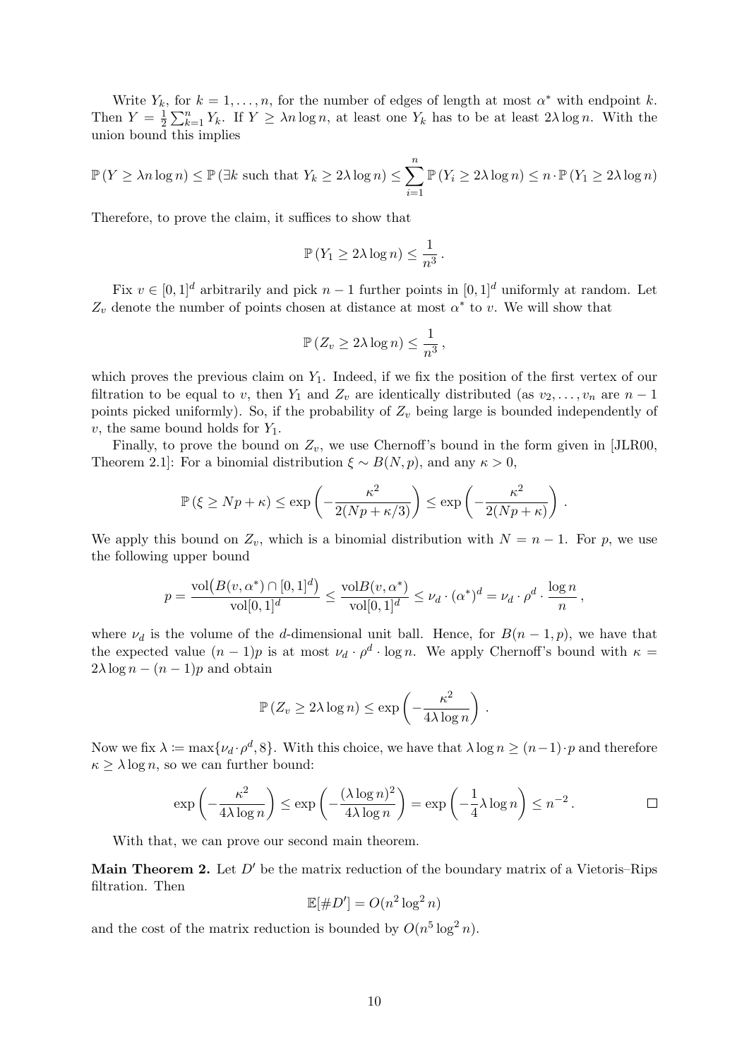Write $Y_k$, for $k = 1, \ldots, n$, for the number of edges of length at most $\alpha^*$ with endpoint $k$. Then $Y = \frac{1}{2}\sum_{k=1}^{n} Y_k$. If $Y \geq \lambda n \log n$, at least one $Y_k$ has to be at least $2\lambda \log n$. With the union bound this implies

$$\mathbb{P}\left(Y \geq \lambda n \log n\right) \leq \mathbb{P}\left(\exists k \text{ such that } Y_k \geq 2\lambda \log n\right) \leq \sum_{i=1}^{n} \mathbb{P}\left(Y_i \geq 2\lambda \log n\right) \leq n \cdot \mathbb{P}\left(Y_1 \geq 2\lambda \log n\right)$$

Therefore, to prove the claim, it suffices to show that

$$\mathbb{P}\left(Y_1 \geq 2\lambda \log n\right) \leq \frac{1}{n^3}.$$

Fix $v \in [0,1]^d$ arbitrarily and pick $n-1$ further points in $[0,1]^d$ uniformly at random. Let $Z_v$ denote the number of points chosen at distance at most $\alpha^*$ to $v$. We will show that

$$\mathbb{P}\left(Z_v \geq 2\lambda \log n\right) \leq \frac{1}{n^3},$$

which proves the previous claim on $Y_1$. Indeed, if we fix the position of the first vertex of our filtration to be equal to $v$, then $Y_1$ and $Z_v$ are identically distributed (as $v_2, \ldots, v_n$ are $n-1$ points picked uniformly). So, if the probability of $Z_v$ being large is bounded independently of $v$, the same bound holds for $Y_1$.

Finally, to prove the bound on $Z_v$, we use Chernoff's bound in the form given in [JLR00, Theorem 2.1]: For a binomial distribution $\xi \sim B(N,p)$, and any $\kappa > 0$,

$$\mathbb{P}\left(\xi \geq Np + \kappa\right) \leq \exp\left(-\frac{\kappa^2}{2(Np + \kappa/3)}\right) \leq \exp\left(-\frac{\kappa^2}{2(Np + \kappa)}\right).$$

We apply this bound on $Z_v$, which is a binomial distribution with $N = n-1$. For $p$, we use the following upper bound

$$p = \frac{\operatorname{vol}\big(B(v,\alpha^*) \cap [0,1]^d\big)}{\operatorname{vol}[0,1]^d} \leq \frac{\operatorname{vol}B(v,\alpha^*)}{\operatorname{vol}[0,1]^d} \leq \nu_d \cdot (\alpha^*)^d = \nu_d \cdot \rho^d \cdot \frac{\log n}{n},$$

where $\nu_d$ is the volume of the $d$-dimensional unit ball. Hence, for $B(n-1,p)$, we have that the expected value $(n-1)p$ is at most $\nu_d \cdot \rho^d \cdot \log n$. We apply Chernoff's bound with $\kappa = 2\lambda \log n - (n-1)p$ and obtain

$$\mathbb{P}\left(Z_v \geq 2\lambda \log n\right) \leq \exp\left(-\frac{\kappa^2}{4\lambda \log n}\right).$$

Now we fix $\lambda \coloneqq \max\{\nu_d \cdot \rho^d, 8\}$. With this choice, we have that $\lambda \log n \geq (n-1) \cdot p$ and therefore $\kappa \geq \lambda \log n$, so we can further bound:

$$\exp\left(-\frac{\kappa^2}{4\lambda \log n}\right) \leq \exp\left(-\frac{(\lambda \log n)^2}{4\lambda \log n}\right) = \exp\left(-\frac{1}{4}\lambda \log n\right) \leq n^{-2}. \qquad \square$$

With that, we can prove our second main theorem.

**Main Theorem 2.** Let $D'$ be the matrix reduction of the boundary matrix of a Vietoris–Rips filtration. Then

$$\mathbb{E}[\#D'] = O(n^2 \log^2 n)$$

and the cost of the matrix reduction is bounded by $O(n^5 \log^2 n)$.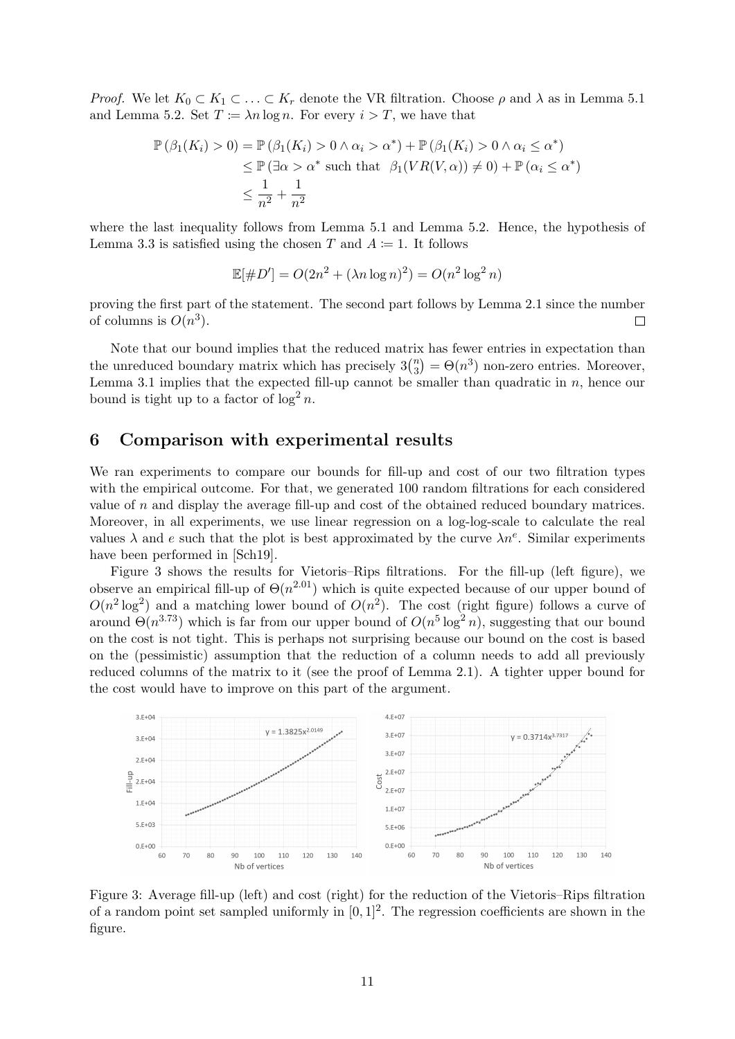*Proof.* We let $K_0 \subset K_1 \subset \ldots \subset K_r$ denote the VR filtration. Choose $\rho$ and $\lambda$ as in Lemma 5.1 and Lemma 5.2. Set $T := \lambda n \log n$. For every $i > T$, we have that

$$
\begin{aligned}
\mathbb{P}\left(\beta_1(K_i) > 0\right) &= \mathbb{P}\left(\beta_1(K_i) > 0 \wedge \alpha_i > \alpha^*\right) + \mathbb{P}\left(\beta_1(K_i) > 0 \wedge \alpha_i \leq \alpha^*\right) \\
&\leq \mathbb{P}\left(\exists \alpha > \alpha^* \text{ such that } \beta_1(VR(V, \alpha)) \neq 0\right) + \mathbb{P}\left(\alpha_i \leq \alpha^*\right) \\
&\leq \frac{1}{n^2} + \frac{1}{n^2}
\end{aligned}
$$

where the last inequality follows from Lemma 5.1 and Lemma 5.2. Hence, the hypothesis of Lemma 3.3 is satisfied using the chosen $T$ and $A := 1$. It follows

$$
\mathbb{E}[\#D'] = O(2n^2 + (\lambda n \log n)^2) = O(n^2 \log^2 n)
$$

proving the first part of the statement. The second part follows by Lemma 2.1 since the number of columns is $O(n^3)$. $\square$

Note that our bound implies that the reduced matrix has fewer entries in expectation than the unreduced boundary matrix which has precisely $3\binom{n}{3} = \Theta(n^3)$ non-zero entries. Moreover, Lemma 3.1 implies that the expected fill-up cannot be smaller than quadratic in $n$, hence our bound is tight up to a factor of $\log^2 n$.

## 6 Comparison with experimental results

We ran experiments to compare our bounds for fill-up and cost of our two filtration types with the empirical outcome. For that, we generated 100 random filtrations for each considered value of $n$ and display the average fill-up and cost of the obtained reduced boundary matrices. Moreover, in all experiments, we use linear regression on a log-log-scale to calculate the real values $\lambda$ and $e$ such that the plot is best approximated by the curve $\lambda n^e$. Similar experiments have been performed in [Sch19].

Figure 3 shows the results for Vietoris–Rips filtrations. For the fill-up (left figure), we observe an empirical fill-up of $\Theta(n^{2.01})$ which is quite expected because of our upper bound of $O(n^2 \log^2)$ and a matching lower bound of $O(n^2)$. The cost (right figure) follows a curve of around $\Theta(n^{3.73})$ which is far from our upper bound of $O(n^5 \log^2 n)$, suggesting that our bound on the cost is not tight. This is perhaps not surprising because our bound on the cost is based on the (pessimistic) assumption that the reduction of a column needs to add all previously reduced columns of the matrix to it (see the proof of Lemma 2.1). A tighter upper bound for the cost would have to improve on this part of the argument.

Figure 3: Average fill-up (left) and cost (right) for the reduction of the Vietoris–Rips filtration of a random point set sampled uniformly in $[0, 1]^2$. The regression coefficients are shown in the figure.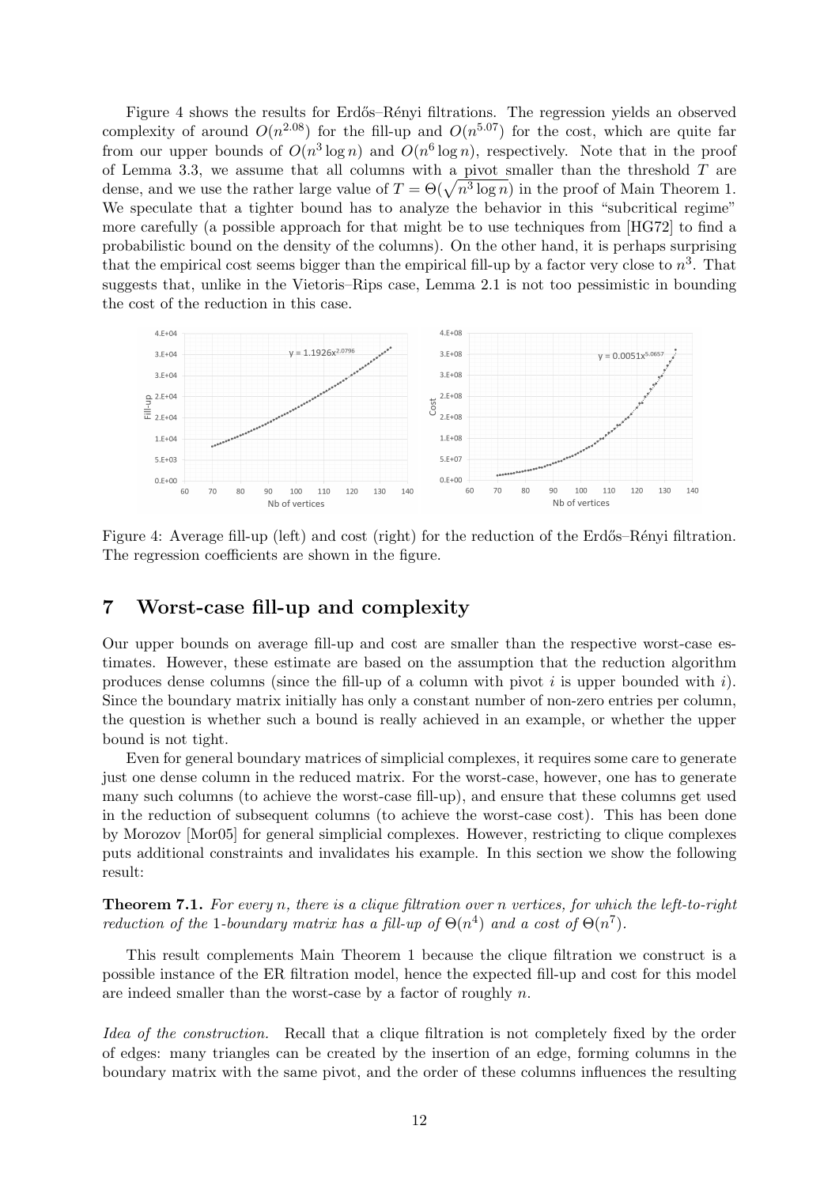Figure 4 shows the results for Erdős–Rényi filtrations. The regression yields an observed complexity of around $O(n^{2.08})$ for the fill-up and $O(n^{5.07})$ for the cost, which are quite far from our upper bounds of $O(n^3 \log n)$ and $O(n^6 \log n)$, respectively. Note that in the proof of Lemma 3.3, we assume that all columns with a pivot smaller than the threshold $T$ are dense, and we use the rather large value of $T = \Theta(\sqrt{n^3 \log n})$ in the proof of Main Theorem 1. We speculate that a tighter bound has to analyze the behavior in this "subcritical regime" more carefully (a possible approach for that might be to use techniques from [HG72] to find a probabilistic bound on the density of the columns). On the other hand, it is perhaps surprising that the empirical cost seems bigger than the empirical fill-up by a factor very close to $n^3$. That suggests that, unlike in the Vietoris–Rips case, Lemma 2.1 is not too pessimistic in bounding the cost of the reduction in this case.

Figure 4: Average fill-up (left) and cost (right) for the reduction of the Erdős–Rényi filtration. The regression coefficients are shown in the figure.

## 7 Worst-case fill-up and complexity

Our upper bounds on average fill-up and cost are smaller than the respective worst-case estimates. However, these estimate are based on the assumption that the reduction algorithm produces dense columns (since the fill-up of a column with pivot $i$ is upper bounded with $i$). Since the boundary matrix initially has only a constant number of non-zero entries per column, the question is whether such a bound is really achieved in an example, or whether the upper bound is not tight.

Even for general boundary matrices of simplicial complexes, it requires some care to generate just one dense column in the reduced matrix. For the worst-case, however, one has to generate many such columns (to achieve the worst-case fill-up), and ensure that these columns get used in the reduction of subsequent columns (to achieve the worst-case cost). This has been done by Morozov [Mor05] for general simplicial complexes. However, restricting to clique complexes puts additional constraints and invalidates his example. In this section we show the following result:

**Theorem 7.1.** *For every $n$, there is a clique filtration over $n$ vertices, for which the left-to-right reduction of the 1-boundary matrix has a fill-up of $\Theta(n^4)$ and a cost of $\Theta(n^7)$.*

This result complements Main Theorem 1 because the clique filtration we construct is a possible instance of the ER filtration model, hence the expected fill-up and cost for this model are indeed smaller than the worst-case by a factor of roughly $n$.

*Idea of the construction.* Recall that a clique filtration is not completely fixed by the order of edges: many triangles can be created by the insertion of an edge, forming columns in the boundary matrix with the same pivot, and the order of these columns influences the resulting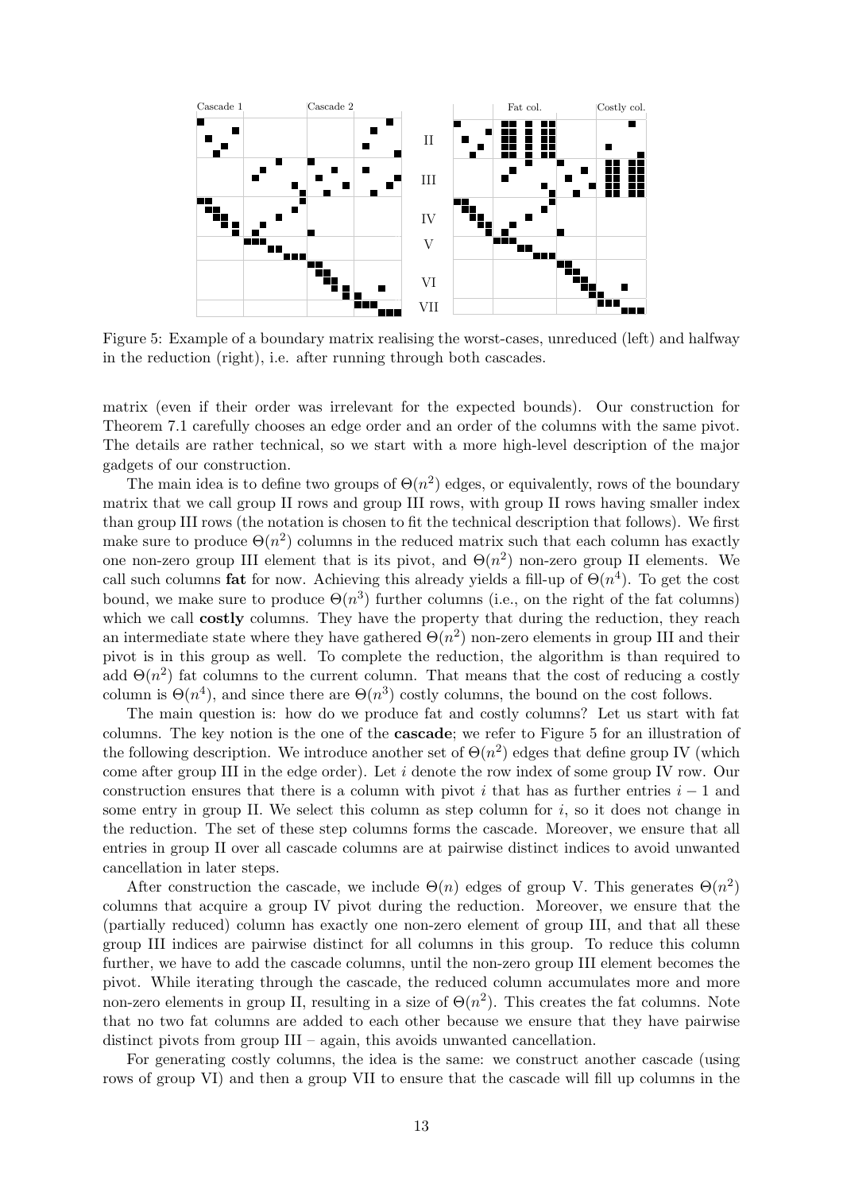Figure 5: Example of a boundary matrix realising the worst-cases, unreduced (left) and halfway in the reduction (right), i.e. after running through both cascades.

matrix (even if their order was irrelevant for the expected bounds). Our construction for Theorem 7.1 carefully chooses an edge order and an order of the columns with the same pivot. The details are rather technical, so we start with a more high-level description of the major gadgets of our construction.

The main idea is to define two groups of $\Theta(n^2)$ edges, or equivalently, rows of the boundary matrix that we call group II rows and group III rows, with group II rows having smaller index than group III rows (the notation is chosen to fit the technical description that follows). We first make sure to produce $\Theta(n^2)$ columns in the reduced matrix such that each column has exactly one non-zero group III element that is its pivot, and $\Theta(n^2)$ non-zero group II elements. We call such columns **fat** for now. Achieving this already yields a fill-up of $\Theta(n^4)$. To get the cost bound, we make sure to produce $\Theta(n^3)$ further columns (i.e., on the right of the fat columns) which we call **costly** columns. They have the property that during the reduction, they reach an intermediate state where they have gathered $\Theta(n^2)$ non-zero elements in group III and their pivot is in this group as well. To complete the reduction, the algorithm is than required to add $\Theta(n^2)$ fat columns to the current column. That means that the cost of reducing a costly column is $\Theta(n^4)$, and since there are $\Theta(n^3)$ costly columns, the bound on the cost follows.

The main question is: how do we produce fat and costly columns? Let us start with fat columns. The key notion is the one of the **cascade**; we refer to Figure 5 for an illustration of the following description. We introduce another set of $\Theta(n^2)$ edges that define group IV (which come after group III in the edge order). Let $i$ denote the row index of some group IV row. Our construction ensures that there is a column with pivot $i$ that has as further entries $i-1$ and some entry in group II. We select this column as step column for $i$, so it does not change in the reduction. The set of these step columns forms the cascade. Moreover, we ensure that all entries in group II over all cascade columns are at pairwise distinct indices to avoid unwanted cancellation in later steps.

After construction the cascade, we include $\Theta(n)$ edges of group V. This generates $\Theta(n^2)$ columns that acquire a group IV pivot during the reduction. Moreover, we ensure that the (partially reduced) column has exactly one non-zero element of group III, and that all these group III indices are pairwise distinct for all columns in this group. To reduce this column further, we have to add the cascade columns, until the non-zero group III element becomes the pivot. While iterating through the cascade, the reduced column accumulates more and more non-zero elements in group II, resulting in a size of $\Theta(n^2)$. This creates the fat columns. Note that no two fat columns are added to each other because we ensure that they have pairwise distinct pivots from group III – again, this avoids unwanted cancellation.

For generating costly columns, the idea is the same: we construct another cascade (using rows of group VI) and then a group VII to ensure that the cascade will fill up columns in the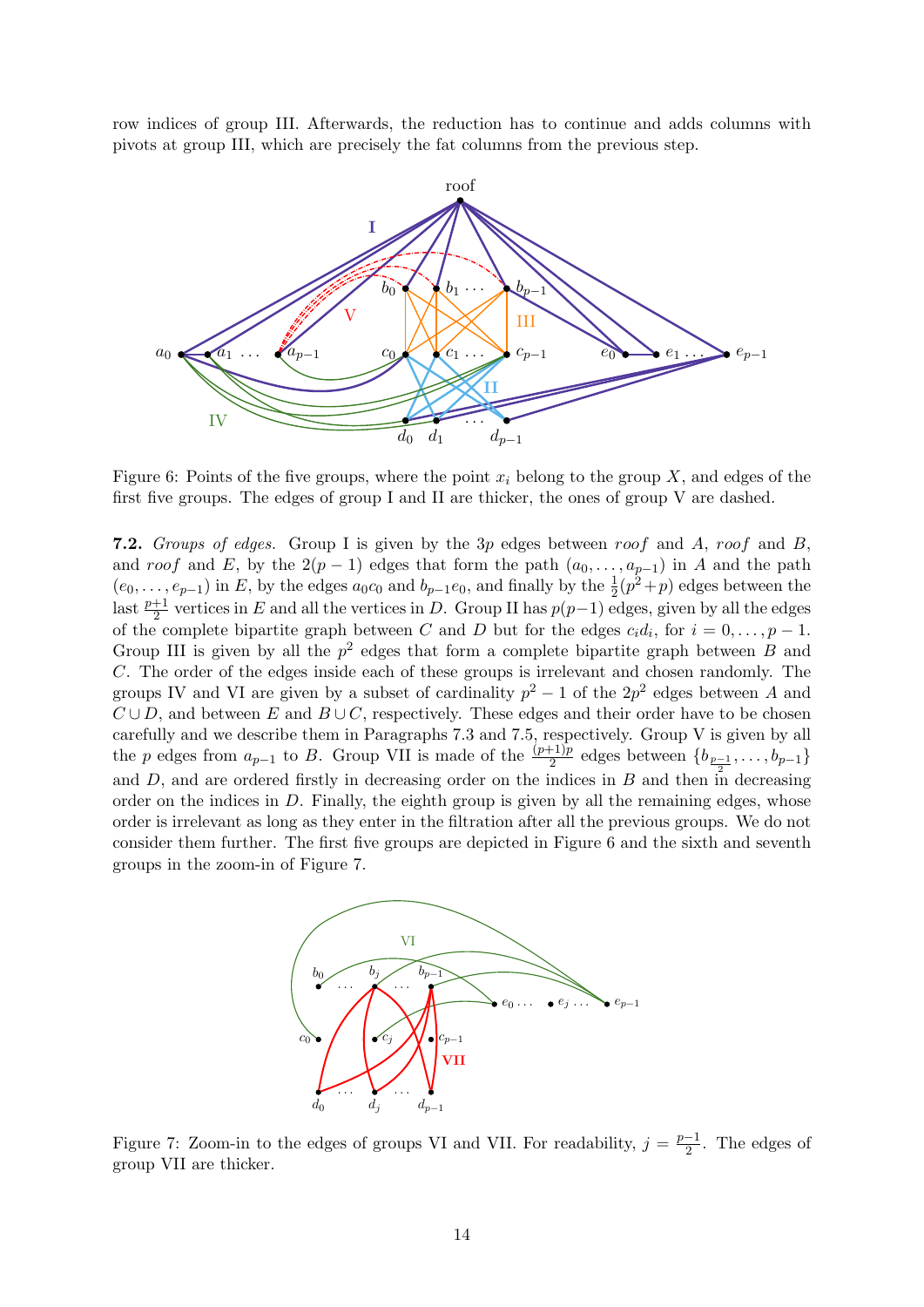row indices of group III. Afterwards, the reduction has to continue and adds columns with pivots at group III, which are precisely the fat columns from the previous step.

Figure 6: Points of the five groups, where the point $x_i$ belong to the group $X$, and edges of the first five groups. The edges of group I and II are thicker, the ones of group V are dashed.

**7.2.** *Groups of edges.* Group I is given by the $3p$ edges between *roof* and $A$, *roof* and $B$, and *roof* and $E$, by the $2(p-1)$ edges that form the path $(a_0, \dots, a_{p-1})$ in $A$ and the path $(e_0, \dots, e_{p-1})$ in $E$, by the edges $a_0c_0$ and $b_{p-1}e_0$, and finally by the $\frac{1}{2}(p^2+p)$ edges between the last $\frac{p+1}{2}$ vertices in $E$ and all the vertices in $D$. Group II has $p(p-1)$ edges, given by all the edges of the complete bipartite graph between $C$ and $D$ but for the edges $c_id_i$, for $i = 0, \dots, p-1$. Group III is given by all the $p^2$ edges that form a complete bipartite graph between $B$ and $C$. The order of the edges inside each of these groups is irrelevant and chosen randomly. The groups IV and VI are given by a subset of cardinality $p^2 - 1$ of the $2p^2$ edges between $A$ and $C \cup D$, and between $E$ and $B \cup C$, respectively. These edges and their order have to be chosen carefully and we describe them in Paragraphs 7.3 and 7.5, respectively. Group V is given by all the $p$ edges from $a_{p-1}$ to $B$. Group VII is made of the $\frac{(p+1)p}{2}$ edges between $\{b_{\frac{p-1}{2}}, \dots, b_{p-1}\}$ and $D$, and are ordered firstly in decreasing order on the indices in $B$ and then in decreasing order on the indices in $D$. Finally, the eighth group is given by all the remaining edges, whose order is irrelevant as long as they enter in the filtration after all the previous groups. We do not consider them further. The first five groups are depicted in Figure 6 and the sixth and seventh groups in the zoom-in of Figure 7.

Figure 7: Zoom-in to the edges of groups VI and VII. For readability, $j = \frac{p-1}{2}$. The edges of group VII are thicker.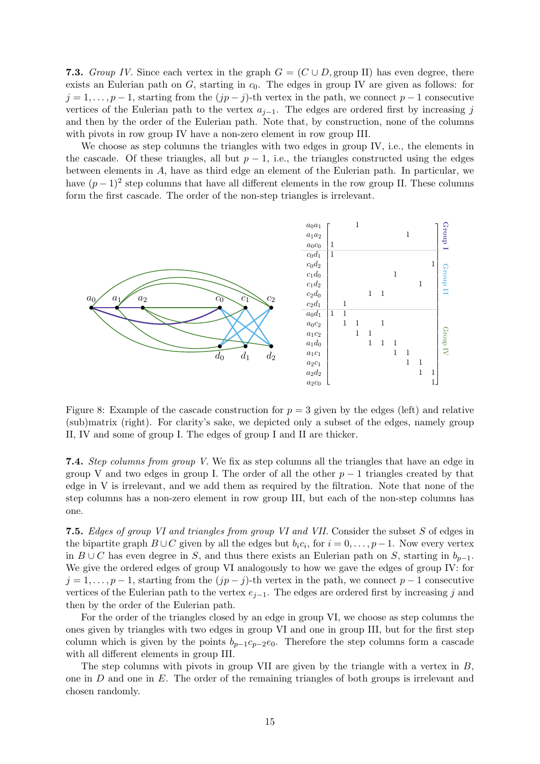**7.3.** *Group IV.* Since each vertex in the graph $G = (C \cup D, \text{group II})$ has even degree, there exists an Eulerian path on $G$, starting in $c_0$. The edges in group IV are given as follows: for $j = 1, \ldots, p-1$, starting from the $(jp-j)$-th vertex in the path, we connect $p-1$ consecutive vertices of the Eulerian path to the vertex $a_{j-1}$. The edges are ordered first by increasing $j$ and then by the order of the Eulerian path. Note that, by construction, none of the columns with pivots in row group IV have a non-zero element in row group III.

We choose as step columns the triangles with two edges in group IV, i.e., the elements in the cascade. Of these triangles, all but $p-1$, i.e., the triangles constructed using the edges between elements in $A$, have as third edge an element of the Eulerian path. In particular, we have $(p-1)^2$ step columns that have all different elements in the row group II. These columns form the first cascade. The order of the non-step triangles is irrelevant.

Figure 8: Example of the cascade construction for $p = 3$ given by the edges (left) and relative (sub)matrix (right). For clarity's sake, we depicted only a subset of the edges, namely group II, IV and some of group I. The edges of group I and II are thicker.

**7.4.** *Step columns from group V.* We fix as step columns all the triangles that have an edge in group V and two edges in group I. The order of all the other $p-1$ triangles created by that edge in V is irrelevant, and we add them as required by the filtration. Note that none of the step columns has a non-zero element in row group III, but each of the non-step columns has one.

**7.5.** *Edges of group VI and triangles from group VI and VII.* Consider the subset $S$ of edges in the bipartite graph $B \cup C$ given by all the edges but $b_i c_i$, for $i = 0, \ldots, p-1$. Now every vertex in $B \cup C$ has even degree in $S$, and thus there exists an Eulerian path on $S$, starting in $b_{p-1}$. We give the ordered edges of group VI analogously to how we gave the edges of group IV: for $j = 1, \ldots, p-1$, starting from the $(jp-j)$-th vertex in the path, we connect $p-1$ consecutive vertices of the Eulerian path to the vertex $e_{j-1}$. The edges are ordered first by increasing $j$ and then by the order of the Eulerian path.

For the order of the triangles closed by an edge in group VI, we choose as step columns the ones given by triangles with two edges in group VI and one in group III, but for the first step column which is given by the points $b_{p-1}c_{p-2}e_0$. Therefore the step columns form a cascade with all different elements in group III.

The step columns with pivots in group VII are given by the triangle with a vertex in $B$, one in $D$ and one in $E$. The order of the remaining triangles of both groups is irrelevant and chosen randomly.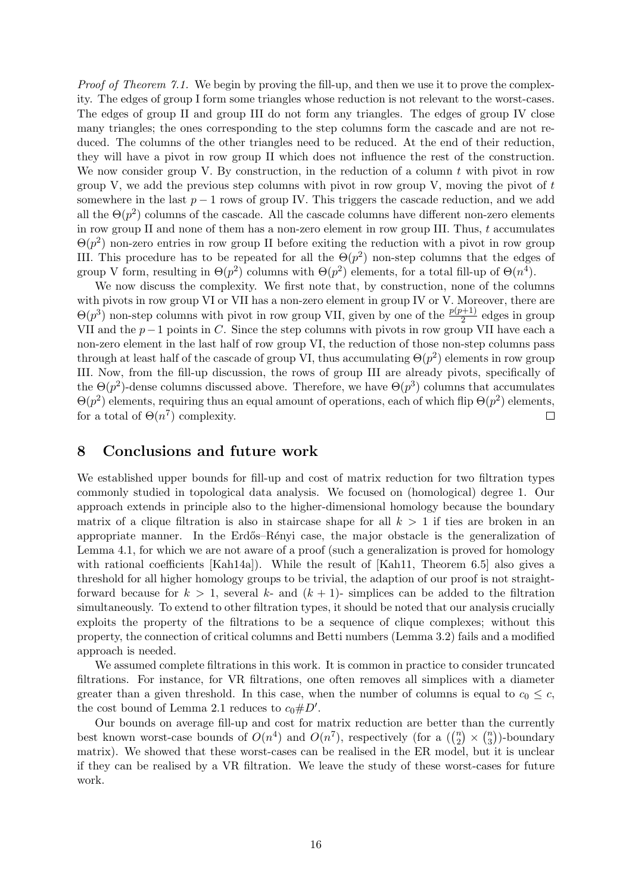*Proof of Theorem 7.1.* We begin by proving the fill-up, and then we use it to prove the complexity. The edges of group I form some triangles whose reduction is not relevant to the worst-cases. The edges of group II and group III do not form any triangles. The edges of group IV close many triangles; the ones corresponding to the step columns form the cascade and are not reduced. The columns of the other triangles need to be reduced. At the end of their reduction, they will have a pivot in row group II which does not influence the rest of the construction. We now consider group V. By construction, in the reduction of a column $t$ with pivot in row group V, we add the previous step columns with pivot in row group V, moving the pivot of $t$ somewhere in the last $p-1$ rows of group IV. This triggers the cascade reduction, and we add all the $\Theta(p^2)$ columns of the cascade. All the cascade columns have different non-zero elements in row group II and none of them has a non-zero element in row group III. Thus, $t$ accumulates $\Theta(p^2)$ non-zero entries in row group II before exiting the reduction with a pivot in row group III. This procedure has to be repeated for all the $\Theta(p^2)$ non-step columns that the edges of group V form, resulting in $\Theta(p^2)$ columns with $\Theta(p^2)$ elements, for a total fill-up of $\Theta(n^4)$.

We now discuss the complexity. We first note that, by construction, none of the columns with pivots in row group VI or VII has a non-zero element in group IV or V. Moreover, there are $\Theta(p^3)$ non-step columns with pivot in row group VII, given by one of the $\frac{p(p+1)}{2}$ edges in group VII and the $p-1$ points in $C$. Since the step columns with pivots in row group VII have each a non-zero element in the last half of row group VI, the reduction of those non-step columns pass through at least half of the cascade of group VI, thus accumulating $\Theta(p^2)$ elements in row group III. Now, from the fill-up discussion, the rows of group III are already pivots, specifically of the $\Theta(p^2)$-dense columns discussed above. Therefore, we have $\Theta(p^3)$ columns that accumulates $\Theta(p^2)$ elements, requiring thus an equal amount of operations, each of which flip $\Theta(p^2)$ elements, for a total of $\Theta(n^7)$ complexity. $\square$

## 8 Conclusions and future work

We established upper bounds for fill-up and cost of matrix reduction for two filtration types commonly studied in topological data analysis. We focused on (homological) degree 1. Our approach extends in principle also to the higher-dimensional homology because the boundary matrix of a clique filtration is also in staircase shape for all $k > 1$ if ties are broken in an appropriate manner. In the Erdős–Rényi case, the major obstacle is the generalization of Lemma 4.1, for which we are not aware of a proof (such a generalization is proved for homology with rational coefficients [Kah14a]). While the result of [Kah11, Theorem 6.5] also gives a threshold for all higher homology groups to be trivial, the adaption of our proof is not straightforward because for $k > 1$, several $k$- and $(k+1)$- simplices can be added to the filtration simultaneously. To extend to other filtration types, it should be noted that our analysis crucially exploits the property of the filtrations to be a sequence of clique complexes; without this property, the connection of critical columns and Betti numbers (Lemma 3.2) fails and a modified approach is needed.

We assumed complete filtrations in this work. It is common in practice to consider truncated filtrations. For instance, for VR filtrations, one often removes all simplices with a diameter greater than a given threshold. In this case, when the number of columns is equal to $c_0 \leq c$, the cost bound of Lemma 2.1 reduces to $c_0 \# D'$.

Our bounds on average fill-up and cost for matrix reduction are better than the currently best known worst-case bounds of $O(n^4)$ and $O(n^7)$, respectively (for a $(\binom{n}{2} \times \binom{n}{3})$-boundary matrix). We showed that these worst-cases can be realised in the ER model, but it is unclear if they can be realised by a VR filtration. We leave the study of these worst-cases for future work.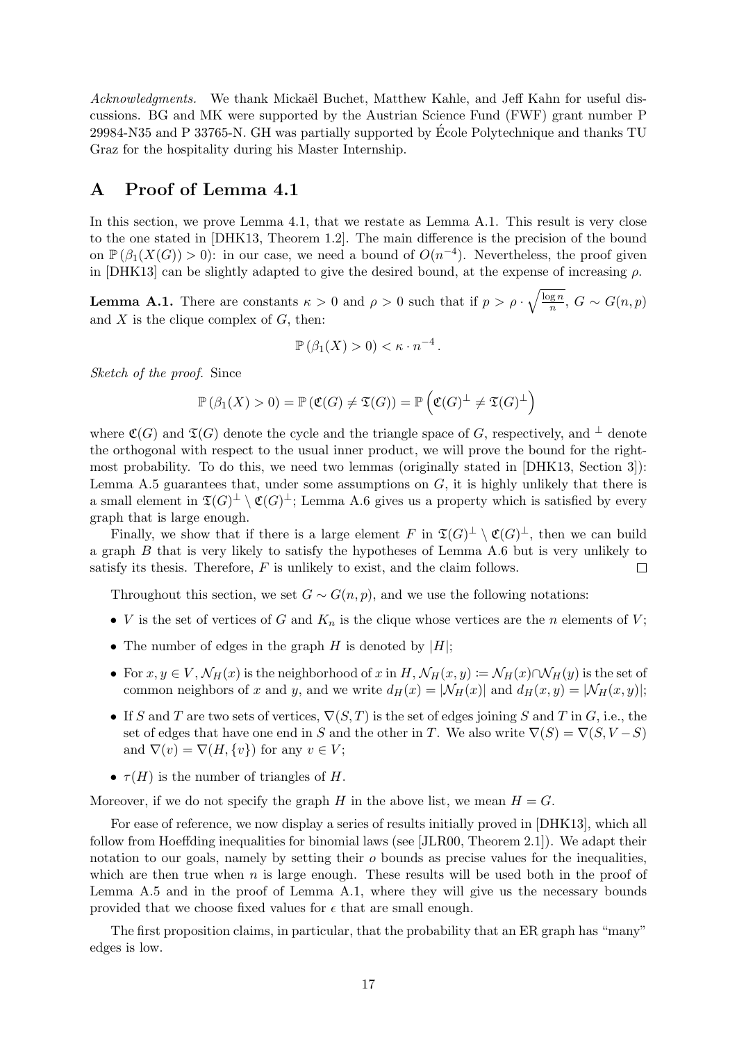*Acknowledgments.* We thank Mickaël Buchet, Matthew Kahle, and Jeff Kahn for useful discussions. BG and MK were supported by the Austrian Science Fund (FWF) grant number P 29984-N35 and P 33765-N. GH was partially supported by École Polytechnique and thanks TU Graz for the hospitality during his Master Internship.

# A Proof of Lemma 4.1

In this section, we prove Lemma 4.1, that we restate as Lemma A.1. This result is very close to the one stated in [DHK13, Theorem 1.2]. The main difference is the precision of the bound on $\mathbb{P}(\beta_1(X(G)) > 0)$: in our case, we need a bound of $O(n^{-4})$. Nevertheless, the proof given in [DHK13] can be slightly adapted to give the desired bound, at the expense of increasing $\rho$.

**Lemma A.1.** *There are constants $\kappa > 0$ and $\rho > 0$ such that if $p > \rho \cdot \sqrt{\frac{\log n}{n}}$, $G \sim G(n,p)$ and $X$ is the clique complex of $G$, then:*

$$\mathbb{P}(\beta_1(X) > 0) < \kappa \cdot n^{-4}.$$

*Sketch of the proof.* Since

$$\mathbb{P}(\beta_1(X) > 0) = \mathbb{P}(\mathfrak{C}(G) \neq \mathfrak{T}(G)) = \mathbb{P}\left(\mathfrak{C}(G)^\perp \neq \mathfrak{T}(G)^\perp\right)$$

where $\mathfrak{C}(G)$ and $\mathfrak{T}(G)$ denote the cycle and the triangle space of $G$, respectively, and $^\perp$ denote the orthogonal with respect to the usual inner product, we will prove the bound for the rightmost probability. To do this, we need two lemmas (originally stated in [DHK13, Section 3]): Lemma A.5 guarantees that, under some assumptions on $G$, it is highly unlikely that there is a small element in $\mathfrak{T}(G)^\perp \setminus \mathfrak{C}(G)^\perp$; Lemma A.6 gives us a property which is satisfied by every graph that is large enough.

Finally, we show that if there is a large element $F$ in $\mathfrak{T}(G)^\perp \setminus \mathfrak{C}(G)^\perp$, then we can build a graph $B$ that is very likely to satisfy the hypotheses of Lemma A.6 but is very unlikely to satisfy its thesis. Therefore, $F$ is unlikely to exist, and the claim follows. $\square$

Throughout this section, we set $G \sim G(n,p)$, and we use the following notations:

- $V$ is the set of vertices of $G$ and $K_n$ is the clique whose vertices are the $n$ elements of $V$;
- The number of edges in the graph $H$ is denoted by $|H|$;
- For $x, y \in V$, $\mathcal{N}_H(x)$ is the neighborhood of $x$ in $H$, $\mathcal{N}_H(x,y) := \mathcal{N}_H(x) \cap \mathcal{N}_H(y)$ is the set of common neighbors of $x$ and $y$, and we write $d_H(x) = |\mathcal{N}_H(x)|$ and $d_H(x,y) = |\mathcal{N}_H(x,y)|$;
- If $S$ and $T$ are two sets of vertices, $\nabla(S,T)$ is the set of edges joining $S$ and $T$ in $G$, i.e., the set of edges that have one end in $S$ and the other in $T$. We also write $\nabla(S) = \nabla(S, V - S)$ and $\nabla(v) = \nabla(H, \{v\})$ for any $v \in V$;
- $\tau(H)$ is the number of triangles of $H$.

Moreover, if we do not specify the graph $H$ in the above list, we mean $H = G$.

For ease of reference, we now display a series of results initially proved in [DHK13], which all follow from Hoeffding inequalities for binomial laws (see [JLR00, Theorem 2.1]). We adapt their notation to our goals, namely by setting their $o$ bounds as precise values for the inequalities, which are then true when $n$ is large enough. These results will be used both in the proof of Lemma A.5 and in the proof of Lemma A.1, where they will give us the necessary bounds provided that we choose fixed values for $\epsilon$ that are small enough.

The first proposition claims, in particular, that the probability that an ER graph has "many" edges is low.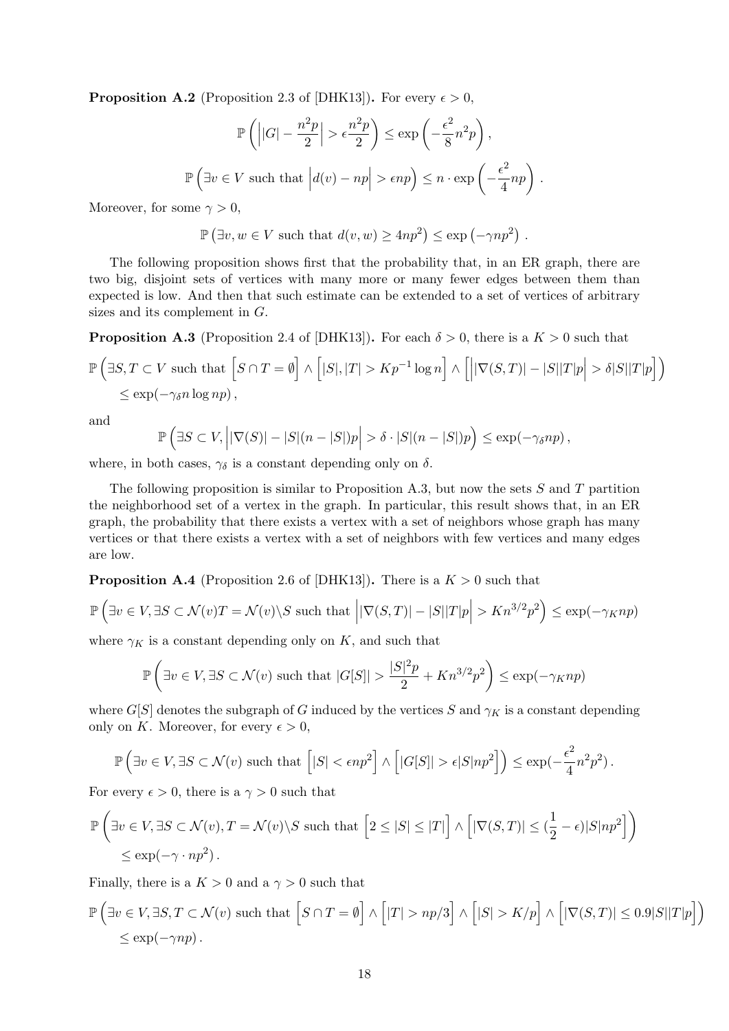**Proposition A.2** (Proposition 2.3 of [DHK13])**.** For every $\epsilon > 0$,

$$\mathbb{P}\left(\left||G| - \frac{n^2 p}{2}\right| > \epsilon \frac{n^2 p}{2}\right) \leq \exp\left(-\frac{\epsilon^2}{8} n^2 p\right),$$

$$\mathbb{P}\left(\exists v \in V \text{ such that } \left|d(v) - np\right| > \epsilon np\right) \leq n \cdot \exp\left(-\frac{\epsilon^2}{4} np\right).$$

Moreover, for some $\gamma > 0$,

$$\mathbb{P}\left(\exists v, w \in V \text{ such that } d(v, w) \geq 4np^2\right) \leq \exp\left(-\gamma np^2\right).$$

The following proposition shows first that the probability that, in an ER graph, there are two big, disjoint sets of vertices with many more or many fewer edges between them than expected is low. And then that such estimate can be extended to a set of vertices of arbitrary sizes and its complement in $G$.

**Proposition A.3** (Proposition 2.4 of [DHK13])**.** For each $\delta > 0$, there is a $K > 0$ such that

$$\begin{aligned}&\mathbb{P}\left(\exists S, T \subset V \text{ such that } \left[S \cap T = \emptyset\right] \wedge \left[|S|, |T| > Kp^{-1} \log n\right] \wedge \left[\left||\nabla(S, T)| - |S||T|p\right| > \delta |S||T|p\right]\right) \\ &\leq \exp(-\gamma_\delta n \log np),\end{aligned}$$

and

$$\mathbb{P}\left(\exists S \subset V, \left||\nabla(S)| - |S|(n - |S|)p\right| > \delta \cdot |S|(n - |S|)p\right) \leq \exp(-\gamma_\delta np),$$

where, in both cases, $\gamma_\delta$ is a constant depending only on $\delta$.

The following proposition is similar to Proposition A.3, but now the sets $S$ and $T$ partition the neighborhood set of a vertex in the graph. In particular, this result shows that, in an ER graph, the probability that there exists a vertex with a set of neighbors whose graph has many vertices or that there exists a vertex with a set of neighbors with few vertices and many edges are low.

**Proposition A.4** (Proposition 2.6 of [DHK13])**.** There is a $K > 0$ such that

$$\mathbb{P}\left(\exists v \in V, \exists S \subset \mathcal{N}(v) T = \mathcal{N}(v) \backslash S \text{ such that } \left||\nabla(S, T)| - |S||T|p\right| > Kn^{3/2}p^2\right) \leq \exp(-\gamma_K np)$$

where $\gamma_K$ is a constant depending only on $K$, and such that

$$\mathbb{P}\left(\exists v \in V, \exists S \subset \mathcal{N}(v) \text{ such that } |G[S]| > \frac{|S|^2 p}{2} + Kn^{3/2}p^2\right) \leq \exp(-\gamma_K np)$$

where $G[S]$ denotes the subgraph of $G$ induced by the vertices $S$ and $\gamma_K$ is a constant depending only on $K$. Moreover, for every $\epsilon > 0$,

$$\mathbb{P}\left(\exists v \in V, \exists S \subset \mathcal{N}(v) \text{ such that } \left[|S| < \epsilon np^2\right] \wedge \left[|G[S]| > \epsilon |S| np^2\right]\right) \leq \exp(-\frac{\epsilon^2}{4} n^2 p^2).$$

For every $\epsilon > 0$, there is a $\gamma > 0$ such that

$$\begin{aligned}&\mathbb{P}\left(\exists v \in V, \exists S \subset \mathcal{N}(v), T = \mathcal{N}(v) \backslash S \text{ such that } \left[2 \leq |S| \leq |T|\right] \wedge \left[|\nabla(S, T)| \leq (\frac{1}{2} - \epsilon)|S|np^2\right]\right) \\ &\leq \exp(-\gamma \cdot np^2).\end{aligned}$$

Finally, there is a $K > 0$ and a $\gamma > 0$ such that

$$\begin{aligned}&\mathbb{P}\left(\exists v \in V, \exists S, T \subset \mathcal{N}(v) \text{ such that } \left[S \cap T = \emptyset\right] \wedge \left[|T| > np/3\right] \wedge \left[|S| > K/p\right] \wedge \left[|\nabla(S, T)| \leq 0.9|S||T|p\right]\right) \\ &\leq \exp(-\gamma np).\end{aligned}$$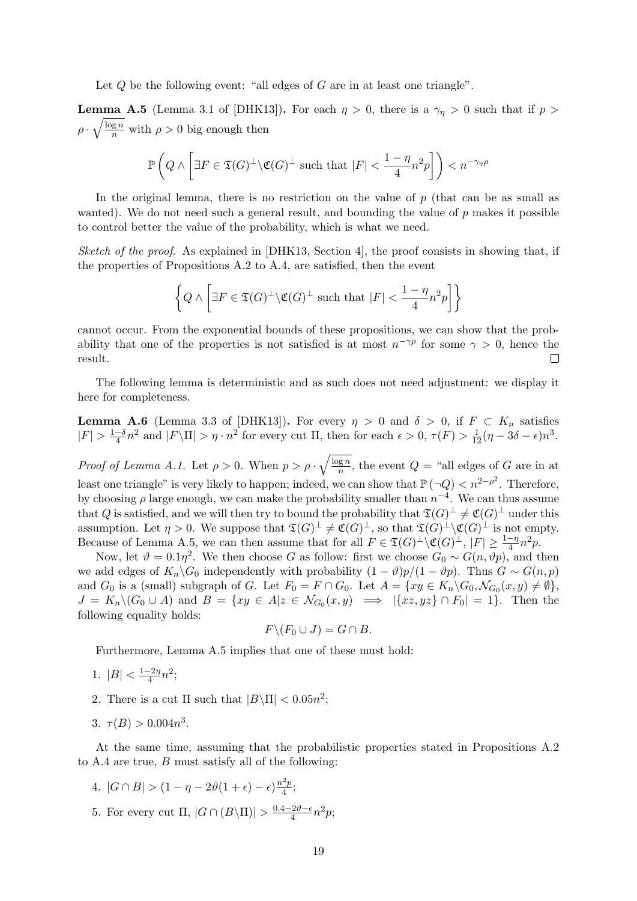Let $Q$ be the following event: "all edges of $G$ are in at least one triangle".

**Lemma A.5** (Lemma 3.1 of [DHK13])**.** For each $\eta > 0$, there is a $\gamma_\eta > 0$ such that if $p > \rho \cdot \sqrt{\frac{\log n}{n}}$ with $\rho > 0$ big enough then

$$\mathbb{P}\left(Q \wedge \left[\exists F \in \mathfrak{T}(G)^\perp \backslash \mathfrak{C}(G)^\perp \text{ such that } |F| < \frac{1-\eta}{4}n^2 p\right]\right) < n^{-\gamma_\eta \rho}$$

In the original lemma, there is no restriction on the value of $p$ (that can be as small as wanted). We do not need such a general result, and bounding the value of $p$ makes it possible to control better the value of the probability, which is what we need.

*Sketch of the proof.* As explained in [DHK13, Section 4], the proof consists in showing that, if the properties of Propositions A.2 to A.4, are satisfied, then the event

$$\left\{Q \wedge \left[\exists F \in \mathfrak{T}(G)^\perp \backslash \mathfrak{C}(G)^\perp \text{ such that } |F| < \frac{1-\eta}{4}n^2 p\right]\right\}$$

cannot occur. From the exponential bounds of these propositions, we can show that the probability that one of the properties is not satisfied is at most $n^{-\gamma\rho}$ for some $\gamma > 0$, hence the result. ◻

The following lemma is deterministic and as such does not need adjustment: we display it here for completeness.

**Lemma A.6** (Lemma 3.3 of [DHK13])**.** For every $\eta > 0$ and $\delta > 0$, if $F \subset K_n$ satisfies $|F| > \frac{1-\delta}{4}n^2$ and $|F \backslash \Pi| > \eta \cdot n^2$ for every cut $\Pi$, then for each $\epsilon > 0$, $\tau(F) > \frac{1}{12}(\eta - 3\delta - \epsilon)n^3$.

*Proof of Lemma A.1.* Let $\rho > 0$. When $p > \rho \cdot \sqrt{\frac{\log n}{n}}$, the event $Q$ = "all edges of $G$ are in at least one triangle" is very likely to happen; indeed, we can show that $\mathbb{P}(\neg Q) < n^{2-\rho^2}$. Therefore, by choosing $\rho$ large enough, we can make the probability smaller than $n^{-4}$. We can thus assume that $Q$ is satisfied, and we will then try to bound the probability that $\mathfrak{T}(G)^\perp \neq \mathfrak{C}(G)^\perp$ under this assumption. Let $\eta > 0$. We suppose that $\mathfrak{T}(G)^\perp \neq \mathfrak{C}(G)^\perp$, so that $\mathfrak{T}(G)^\perp \backslash \mathfrak{C}(G)^\perp$ is not empty. Because of Lemma A.5, we can then assume that for all $F \in \mathfrak{T}(G)^\perp \backslash \mathfrak{C}(G)^\perp$, $|F| \geq \frac{1-\eta}{4}n^2 p$.

Now, let $\vartheta = 0.1\eta^2$. We then choose $G$ as follow: first we choose $G_0 \sim G(n, \vartheta p)$, and then we add edges of $K_n \backslash G_0$ independently with probability $(1-\vartheta)p/(1-\vartheta p)$. Thus $G \sim G(n,p)$ and $G_0$ is a (small) subgraph of $G$. Let $F_0 = F \cap G_0$. Let $A = \{xy \in K_n \backslash G_0, \mathcal{N}_{G_0}(x,y) \neq \emptyset\}$, $J = K_n \backslash (G_0 \cup A)$ and $B = \{xy \in A | z \in \mathcal{N}_{G_0}(x,y) \implies |\{xz, yz\} \cap F_0| = 1\}$. Then the following equality holds:

$$F \backslash (F_0 \cup J) = G \cap B.$$

Furthermore, Lemma A.5 implies that one of these must hold:

1. $|B| < \frac{1-2\eta}{4}n^2$;
2. There is a cut $\Pi$ such that $|B \backslash \Pi| < 0.05n^2$;
3. $\tau(B) > 0.004n^3$.

At the same time, assuming that the probabilistic properties stated in Propositions A.2 to A.4 are true, $B$ must satisfy all of the following:

4. $|G \cap B| > (1 - \eta - 2\vartheta(1+\epsilon) - \epsilon)\frac{n^2 p}{4}$;
5. For every cut $\Pi$, $|G \cap (B \backslash \Pi)| > \frac{0.4 - 2\vartheta - \epsilon}{4}n^2 p$;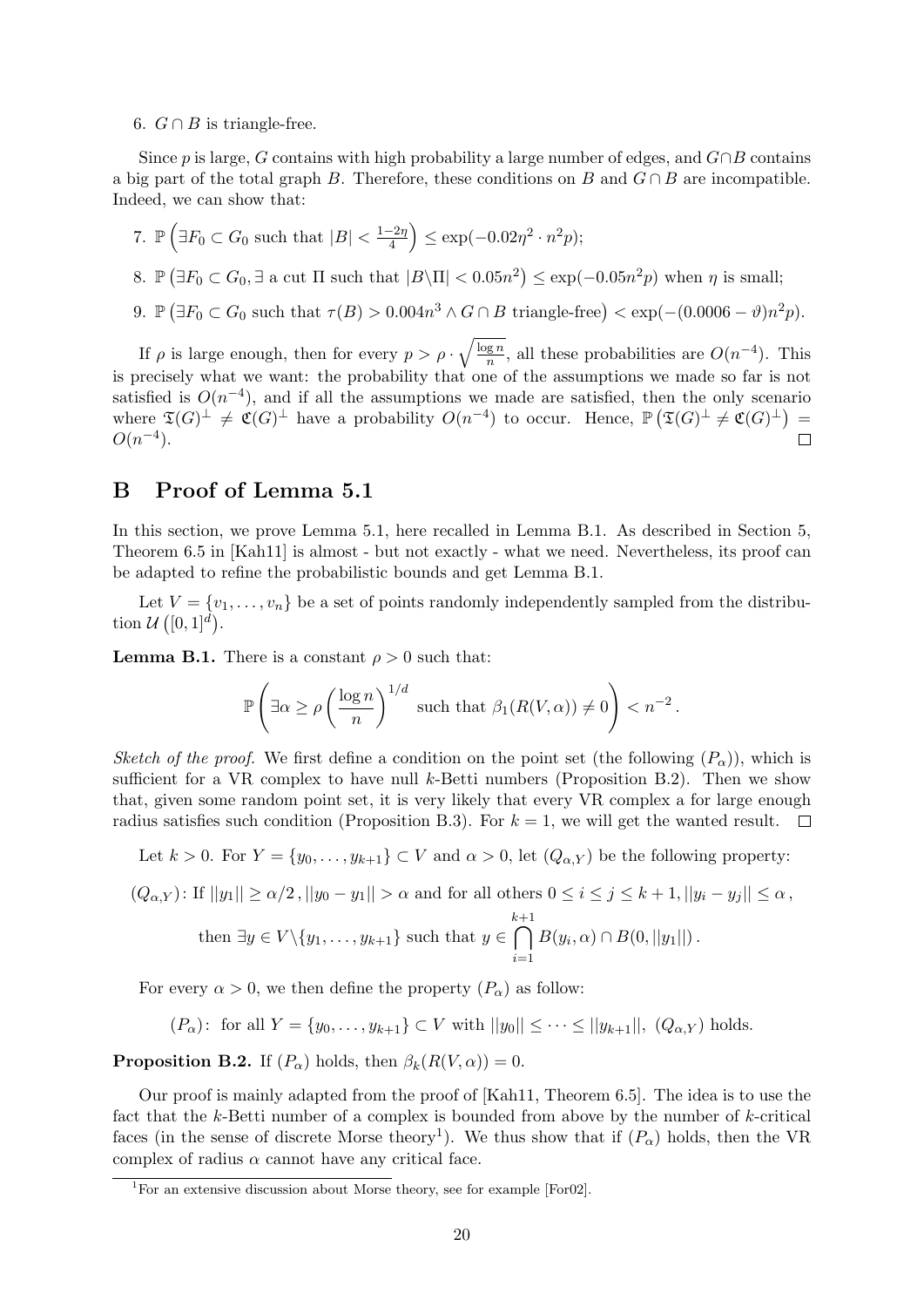6. $G \cap B$ is triangle-free.

Since $p$ is large, $G$ contains with high probability a large number of edges, and $G \cap B$ contains a big part of the total graph $B$. Therefore, these conditions on $B$ and $G \cap B$ are incompatible. Indeed, we can show that:

7. $\mathbb{P}\left(\exists F_0 \subset G_0 \text{ such that } |B| < \frac{1-2\eta}{4}\right) \leq \exp(-0.02\eta^2 \cdot n^2 p)$;
8. $\mathbb{P}\left(\exists F_0 \subset G_0, \exists \text{ a cut } \Pi \text{ such that } |B \backslash \Pi| < 0.05n^2\right) \leq \exp(-0.05n^2 p)$ when $\eta$ is small;
9. $\mathbb{P}\left(\exists F_0 \subset G_0 \text{ such that } \tau(B) > 0.004n^3 \wedge G \cap B \text{ triangle-free}\right) < \exp(-(0.0006 - \vartheta)n^2 p)$.

If $\rho$ is large enough, then for every $p > \rho \cdot \sqrt{\frac{\log n}{n}}$, all these probabilities are $O(n^{-4})$. This is precisely what we want: the probability that one of the assumptions we made so far is not satisfied is $O(n^{-4})$, and if all the assumptions we made are satisfied, then the only scenario where $\mathfrak{T}(G)^\perp \neq \mathfrak{C}(G)^\perp$ have a probability $O(n^{-4})$ to occur. Hence, $\mathbb{P}\left(\mathfrak{T}(G)^\perp \neq \mathfrak{C}(G)^\perp\right) = O(n^{-4})$. □

# B Proof of Lemma 5.1

In this section, we prove Lemma 5.1, here recalled in Lemma B.1. As described in Section 5, Theorem 6.5 in [Kah11] is almost - but not exactly - what we need. Nevertheless, its proof can be adapted to refine the probabilistic bounds and get Lemma B.1.

Let $V = \{v_1, \ldots, v_n\}$ be a set of points randomly independently sampled from the distribution $\mathcal{U}\left([0,1]^d\right)$.

**Lemma B.1.** There is a constant $\rho > 0$ such that:

$$\mathbb{P}\left(\exists \alpha \geq \rho \left(\frac{\log n}{n}\right)^{1/d} \text{ such that } \beta_1(R(V,\alpha)) \neq 0\right) < n^{-2}.$$

*Sketch of the proof.* We first define a condition on the point set (the following $(P_\alpha)$), which is sufficient for a VR complex to have null $k$-Betti numbers (Proposition B.2). Then we show that, given some random point set, it is very likely that every VR complex a for large enough radius satisfies such condition (Proposition B.3). For $k = 1$, we will get the wanted result. □

Let $k > 0$. For $Y = \{y_0, \ldots, y_{k+1}\} \subset V$ and $\alpha > 0$, let $(Q_{\alpha,Y})$ be the following property:

$$(Q_{\alpha,Y})\text{: If } ||y_1|| \geq \alpha/2\,, ||y_0 - y_1|| > \alpha \text{ and for all others } 0 \leq i \leq j \leq k+1, ||y_i - y_j|| \leq \alpha\,,$$
$$\text{then } \exists y \in V \backslash \{y_1, \ldots, y_{k+1}\} \text{ such that } y \in \bigcap_{i=1}^{k+1} B(y_i, \alpha) \cap B(0, ||y_1||)\,.$$

For every $\alpha > 0$, we then define the property $(P_\alpha)$ as follow:

$$(P_\alpha)\text{: for all } Y = \{y_0, \ldots, y_{k+1}\} \subset V \text{ with } ||y_0|| \leq \cdots \leq ||y_{k+1}||,\ (Q_{\alpha,Y}) \text{ holds.}$$

**Proposition B.2.** If $(P_\alpha)$ holds, then $\beta_k(R(V,\alpha)) = 0$.

Our proof is mainly adapted from the proof of [Kah11, Theorem 6.5]. The idea is to use the fact that the $k$-Betti number of a complex is bounded from above by the number of $k$-critical faces (in the sense of discrete Morse theory[1]). We thus show that if $(P_\alpha)$ holds, then the VR complex of radius $\alpha$ cannot have any critical face.

[1]For an extensive discussion about Morse theory, see for example [For02].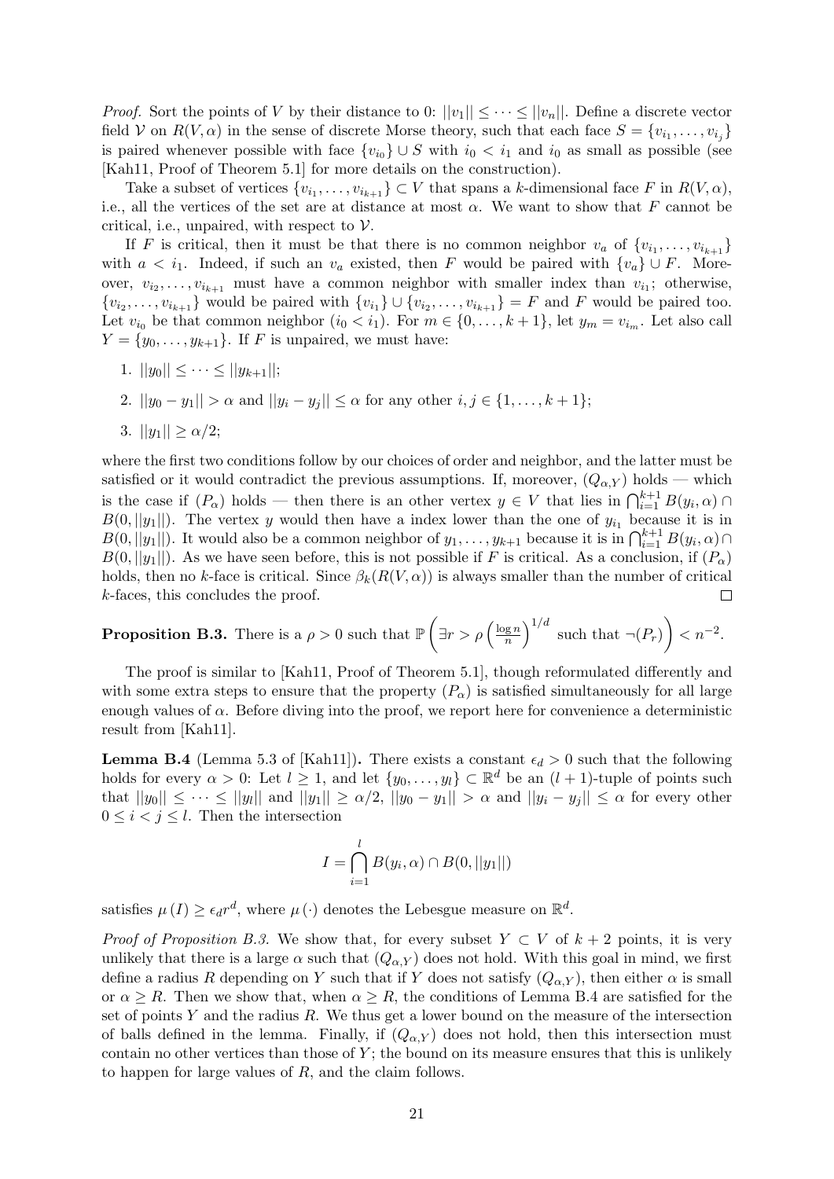*Proof.* Sort the points of $V$ by their distance to 0: $||v_1|| \leq \cdots \leq ||v_n||$. Define a discrete vector field $\mathcal{V}$ on $R(V, \alpha)$ in the sense of discrete Morse theory, such that each face $S = \{v_{i_1}, \ldots, v_{i_j}\}$ is paired whenever possible with face $\{v_{i_0}\} \cup S$ with $i_0 < i_1$ and $i_0$ as small as possible (see [Kah11, Proof of Theorem 5.1] for more details on the construction).

Take a subset of vertices $\{v_{i_1}, \ldots, v_{i_{k+1}}\} \subset V$ that spans a $k$-dimensional face $F$ in $R(V, \alpha)$, i.e., all the vertices of the set are at distance at most $\alpha$. We want to show that $F$ cannot be critical, i.e., unpaired, with respect to $\mathcal{V}$.

If $F$ is critical, then it must be that there is no common neighbor $v_a$ of $\{v_{i_1}, \ldots, v_{i_{k+1}}\}$ with $a < i_1$. Indeed, if such an $v_a$ existed, then $F$ would be paired with $\{v_a\} \cup F$. Moreover, $v_{i_2}, \ldots, v_{i_{k+1}}$ must have a common neighbor with smaller index than $v_{i_1}$; otherwise, $\{v_{i_2}, \ldots, v_{i_{k+1}}\}$ would be paired with $\{v_{i_1}\} \cup \{v_{i_2}, \ldots, v_{i_{k+1}}\} = F$ and $F$ would be paired too. Let $v_{i_0}$ be that common neighbor ($i_0 < i_1$). For $m \in \{0, \ldots, k+1\}$, let $y_m = v_{i_m}$. Let also call $Y = \{y_0, \ldots, y_{k+1}\}$. If $F$ is unpaired, we must have:

1. $||y_0|| \leq \cdots \leq ||y_{k+1}||$;
2. $||y_0 - y_1|| > \alpha$ and $||y_i - y_j|| \leq \alpha$ for any other $i, j \in \{1, \ldots, k+1\}$;
3. $||y_1|| \geq \alpha/2$;

where the first two conditions follow by our choices of order and neighbor, and the latter must be satisfied or it would contradict the previous assumptions. If, moreover, $(Q_{\alpha,Y})$ holds — which is the case if $(P_\alpha)$ holds — then there is an other vertex $y \in V$ that lies in $\bigcap_{i=1}^{k+1} B(y_i, \alpha) \cap B(0, ||y_1||)$. The vertex $y$ would then have a index lower than the one of $y_{i_1}$ because it is in $B(0, ||y_1||)$. It would also be a common neighbor of $y_1, \ldots, y_{k+1}$ because it is in $\bigcap_{i=1}^{k+1} B(y_i, \alpha) \cap B(0, ||y_1||)$. As we have seen before, this is not possible if $F$ is critical. As a conclusion, if $(P_\alpha)$ holds, then no $k$-face is critical. Since $\beta_k(R(V, \alpha))$ is always smaller than the number of critical $k$-faces, this concludes the proof. $\square$

**Proposition B.3.** There is a $\rho > 0$ such that $\mathbb{P}\left(\exists r > \rho \left(\frac{\log n}{n}\right)^{1/d} \text{ such that } \neg(P_r)\right) < n^{-2}$.

The proof is similar to [Kah11, Proof of Theorem 5.1], though reformulated differently and with some extra steps to ensure that the property $(P_\alpha)$ is satisfied simultaneously for all large enough values of $\alpha$. Before diving into the proof, we report here for convenience a deterministic result from [Kah11].

**Lemma B.4** (Lemma 5.3 of [Kah11])**.** There exists a constant $\epsilon_d > 0$ such that the following holds for every $\alpha > 0$: Let $l \geq 1$, and let $\{y_0, \ldots, y_l\} \subset \mathbb{R}^d$ be an $(l+1)$-tuple of points such that $||y_0|| \leq \cdots \leq ||y_l||$ and $||y_1|| \geq \alpha/2$, $||y_0 - y_1|| > \alpha$ and $||y_i - y_j|| \leq \alpha$ for every other $0 \leq i < j \leq l$. Then the intersection

$$I = \bigcap_{i=1}^{l} B(y_i, \alpha) \cap B(0, ||y_1||)$$

satisfies $\mu(I) \geq \epsilon_d r^d$, where $\mu(\cdot)$ denotes the Lebesgue measure on $\mathbb{R}^d$.

*Proof of Proposition B.3.* We show that, for every subset $Y \subset V$ of $k+2$ points, it is very unlikely that there is a large $\alpha$ such that $(Q_{\alpha,Y})$ does not hold. With this goal in mind, we first define a radius $R$ depending on $Y$ such that if $Y$ does not satisfy $(Q_{\alpha,Y})$, then either $\alpha$ is small or $\alpha \geq R$. Then we show that, when $\alpha \geq R$, the conditions of Lemma B.4 are satisfied for the set of points $Y$ and the radius $R$. We thus get a lower bound on the measure of the intersection of balls defined in the lemma. Finally, if $(Q_{\alpha,Y})$ does not hold, then this intersection must contain no other vertices than those of $Y$; the bound on its measure ensures that this is unlikely to happen for large values of $R$, and the claim follows.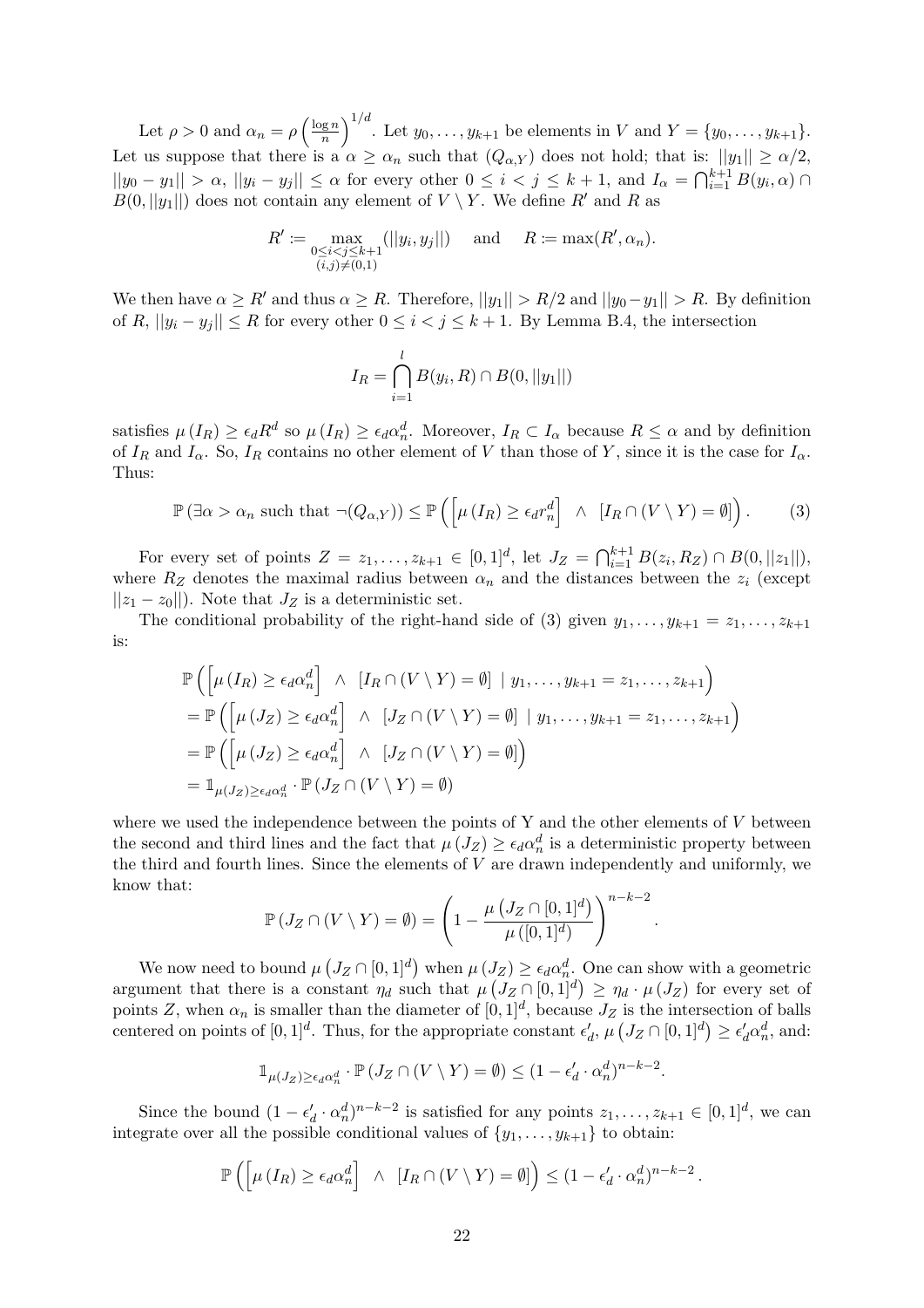Let $\rho > 0$ and $\alpha_n = \rho \left(\frac{\log n}{n}\right)^{1/d}$. Let $y_0, \ldots, y_{k+1}$ be elements in $V$ and $Y = \{y_0, \ldots, y_{k+1}\}$. Let us suppose that there is a $\alpha \geq \alpha_n$ such that $(Q_{\alpha,Y})$ does not hold; that is: $||y_1|| \geq \alpha/2$, $||y_0 - y_1|| > \alpha$, $||y_i - y_j|| \leq \alpha$ for every other $0 \leq i < j \leq k+1$, and $I_\alpha = \bigcap_{i=1}^{k+1} B(y_i, \alpha) \cap B(0, ||y_1||)$ does not contain any element of $V \setminus Y$. We define $R'$ and $R$ as

$$R' := \max_{\substack{0 \leq i < j \leq k+1 \\ (i,j) \neq (0,1)}} (||y_i, y_j||) \quad \text{ and } \quad R := \max(R', \alpha_n).$$

We then have $\alpha \geq R'$ and thus $\alpha \geq R$. Therefore, $||y_1|| > R/2$ and $||y_0 - y_1|| > R$. By definition of $R$, $||y_i - y_j|| \leq R$ for every other $0 \leq i < j \leq k+1$. By Lemma B.4, the intersection

$$I_R = \bigcap_{i=1}^{l} B(y_i, R) \cap B(0, ||y_1||)$$

satisfies $\mu(I_R) \geq \epsilon_d R^d$ so $\mu(I_R) \geq \epsilon_d \alpha_n^d$. Moreover, $I_R \subset I_\alpha$ because $R \leq \alpha$ and by definition of $I_R$ and $I_\alpha$. So, $I_R$ contains no other element of $V$ than those of $Y$, since it is the case for $I_\alpha$. Thus:

$$\mathbb{P}\left(\exists \alpha > \alpha_n \text{ such that } \neg(Q_{\alpha,Y})\right) \leq \mathbb{P}\left(\left[\mu(I_R) \geq \epsilon_d r_n^d\right] \ \wedge \ \left[I_R \cap (V \setminus Y) = \emptyset\right]\right). \tag{3}$$

For every set of points $Z = z_1, \ldots, z_{k+1} \in [0,1]^d$, let $J_Z = \bigcap_{i=1}^{k+1} B(z_i, R_Z) \cap B(0, ||z_1||)$, where $R_Z$ denotes the maximal radius between $\alpha_n$ and the distances between the $z_i$ (except $||z_1 - z_0||$). Note that $J_Z$ is a deterministic set.

The conditional probability of the right-hand side of (3) given $y_1, \ldots, y_{k+1} = z_1, \ldots, z_{k+1}$ is:

$$\begin{aligned}
&\mathbb{P}\left(\left[\mu(I_R) \geq \epsilon_d \alpha_n^d\right] \ \wedge \ \left[I_R \cap (V \setminus Y) = \emptyset\right] \mid y_1, \ldots, y_{k+1} = z_1, \ldots, z_{k+1}\right) \\
&= \mathbb{P}\left(\left[\mu(J_Z) \geq \epsilon_d \alpha_n^d\right] \ \wedge \ \left[J_Z \cap (V \setminus Y) = \emptyset\right] \mid y_1, \ldots, y_{k+1} = z_1, \ldots, z_{k+1}\right) \\
&= \mathbb{P}\left(\left[\mu(J_Z) \geq \epsilon_d \alpha_n^d\right] \ \wedge \ \left[J_Z \cap (V \setminus Y) = \emptyset\right]\right) \\
&= \mathbb{1}_{\mu(J_Z) \geq \epsilon_d \alpha_n^d} \cdot \mathbb{P}\left(J_Z \cap (V \setminus Y) = \emptyset\right)
\end{aligned}$$

where we used the independence between the points of Y and the other elements of $V$ between the second and third lines and the fact that $\mu(J_Z) \geq \epsilon_d \alpha_n^d$ is a deterministic property between the third and fourth lines. Since the elements of $V$ are drawn independently and uniformly, we know that:

$$\mathbb{P}\left(J_Z \cap (V \setminus Y) = \emptyset\right) = \left(1 - \frac{\mu\left(J_Z \cap [0,1]^d\right)}{\mu\left([0,1]^d\right)}\right)^{n-k-2}.$$

We now need to bound $\mu\left(J_Z \cap [0,1]^d\right)$ when $\mu(J_Z) \geq \epsilon_d \alpha_n^d$. One can show with a geometric argument that there is a constant $\eta_d$ such that $\mu\left(J_Z \cap [0,1]^d\right) \geq \eta_d \cdot \mu(J_Z)$ for every set of points $Z$, when $\alpha_n$ is smaller than the diameter of $[0,1]^d$, because $J_Z$ is the intersection of balls centered on points of $[0,1]^d$. Thus, for the appropriate constant $\epsilon'_d$, $\mu\left(J_Z \cap [0,1]^d\right) \geq \epsilon'_d \alpha_n^d$, and:

$$\mathbb{1}_{\mu(J_Z) \geq \epsilon_d \alpha_n^d} \cdot \mathbb{P}\left(J_Z \cap (V \setminus Y) = \emptyset\right) \leq (1 - \epsilon'_d \cdot \alpha_n^d)^{n-k-2}.$$

Since the bound $(1 - \epsilon'_d \cdot \alpha_n^d)^{n-k-2}$ is satisfied for any points $z_1, \ldots, z_{k+1} \in [0,1]^d$, we can integrate over all the possible conditional values of $\{y_1, \ldots, y_{k+1}\}$ to obtain:

$$\mathbb{P}\left(\left[\mu(I_R) \geq \epsilon_d \alpha_n^d\right] \ \wedge \ \left[I_R \cap (V \setminus Y) = \emptyset\right]\right) \leq (1 - \epsilon'_d \cdot \alpha_n^d)^{n-k-2}.$$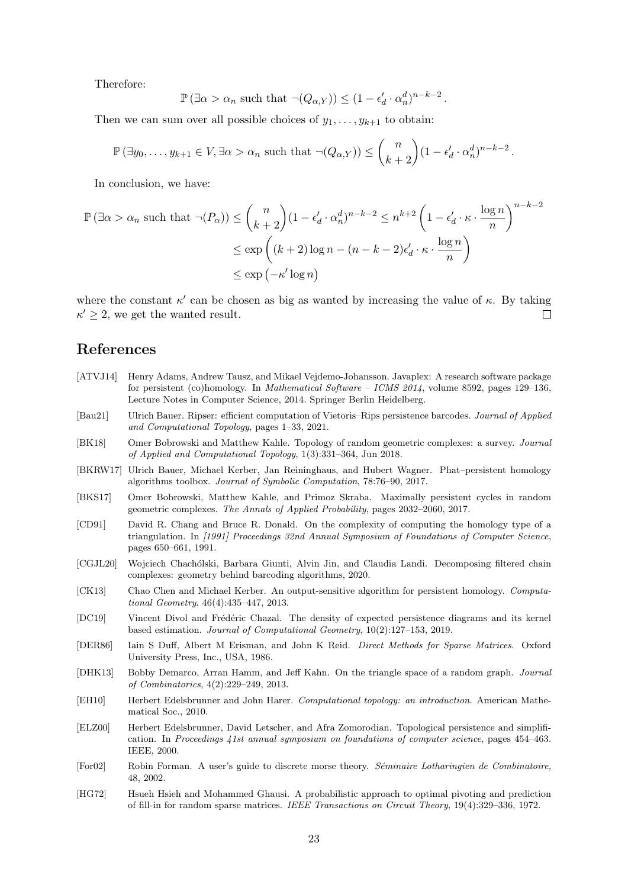Therefore:

$$\mathbb{P}\left(\exists \alpha > \alpha_n \text{ such that } \neg(Q_{\alpha,Y})\right) \leq (1 - \epsilon'_d \cdot \alpha_n^d)^{n-k-2}.$$

Then we can sum over all possible choices of $y_1, \ldots, y_{k+1}$ to obtain:

$$\mathbb{P}\left(\exists y_0, \ldots, y_{k+1} \in V, \exists \alpha > \alpha_n \text{ such that } \neg(Q_{\alpha,Y})\right) \leq \binom{n}{k+2} (1 - \epsilon'_d \cdot \alpha_n^d)^{n-k-2}.$$

In conclusion, we have:

$$\begin{aligned}
\mathbb{P}\left(\exists \alpha > \alpha_n \text{ such that } \neg(P_\alpha)\right) &\leq \binom{n}{k+2} (1 - \epsilon'_d \cdot \alpha_n^d)^{n-k-2} \leq n^{k+2} \left(1 - \epsilon'_d \cdot \kappa \cdot \frac{\log n}{n}\right)^{n-k-2} \\
&\leq \exp\left((k+2)\log n - (n-k-2)\epsilon'_d \cdot \kappa \cdot \frac{\log n}{n}\right) \\
&\leq \exp\left(-\kappa' \log n\right)
\end{aligned}$$

where the constant $\kappa'$ can be chosen as big as wanted by increasing the value of $\kappa$. By taking $\kappa' \geq 2$, we get the wanted result. □

# References

[ATVJ14] Henry Adams, Andrew Tausz, and Mikael Vejdemo-Johansson. Javaplex: A research software package for persistent (co)homology. In *Mathematical Software – ICMS 2014*, volume 8592, pages 129–136, Lecture Notes in Computer Science, 2014. Springer Berlin Heidelberg.

[Bau21] Ulrich Bauer. Ripser: efficient computation of Vietoris–Rips persistence barcodes. *Journal of Applied and Computational Topology*, pages 1–33, 2021.

[BK18] Omer Bobrowski and Matthew Kahle. Topology of random geometric complexes: a survey. *Journal of Applied and Computational Topology*, 1(3):331–364, Jun 2018.

[BKRW17] Ulrich Bauer, Michael Kerber, Jan Reininghaus, and Hubert Wagner. Phat–persistent homology algorithms toolbox. *Journal of Symbolic Computation*, 78:76–90, 2017.

[BKS17] Omer Bobrowski, Matthew Kahle, and Primoz Skraba. Maximally persistent cycles in random geometric complexes. *The Annals of Applied Probability*, pages 2032–2060, 2017.

[CD91] David R. Chang and Bruce R. Donald. On the complexity of computing the homology type of a triangulation. In *[1991] Proceedings 32nd Annual Symposium of Foundations of Computer Science*, pages 650–661, 1991.

[CGJL20] Wojciech Chachólski, Barbara Giunti, Alvin Jin, and Claudia Landi. Decomposing filtered chain complexes: geometry behind barcoding algorithms, 2020.

[CK13] Chao Chen and Michael Kerber. An output-sensitive algorithm for persistent homology. *Computational Geometry*, 46(4):435–447, 2013.

[DC19] Vincent Divol and Frédéric Chazal. The density of expected persistence diagrams and its kernel based estimation. *Journal of Computational Geometry*, 10(2):127–153, 2019.

[DER86] Iain S Duff, Albert M Erisman, and John K Reid. *Direct Methods for Sparse Matrices*. Oxford University Press, Inc., USA, 1986.

[DHK13] Bobby Demarco, Arran Hamm, and Jeff Kahn. On the triangle space of a random graph. *Journal of Combinatorics*, 4(2):229–249, 2013.

[EH10] Herbert Edelsbrunner and John Harer. *Computational topology: an introduction*. American Mathematical Soc., 2010.

[ELZ00] Herbert Edelsbrunner, David Letscher, and Afra Zomorodian. Topological persistence and simplification. In *Proceedings 41st annual symposium on foundations of computer science*, pages 454–463. IEEE, 2000.

[For02] Robin Forman. A user's guide to discrete morse theory. *Séminaire Lotharingien de Combinatoire*, 48, 2002.

[HG72] Hsueh Hsieh and Mohammed Ghausi. A probabilistic approach to optimal pivoting and prediction of fill-in for random sparse matrices. *IEEE Transactions on Circuit Theory*, 19(4):329–336, 1972.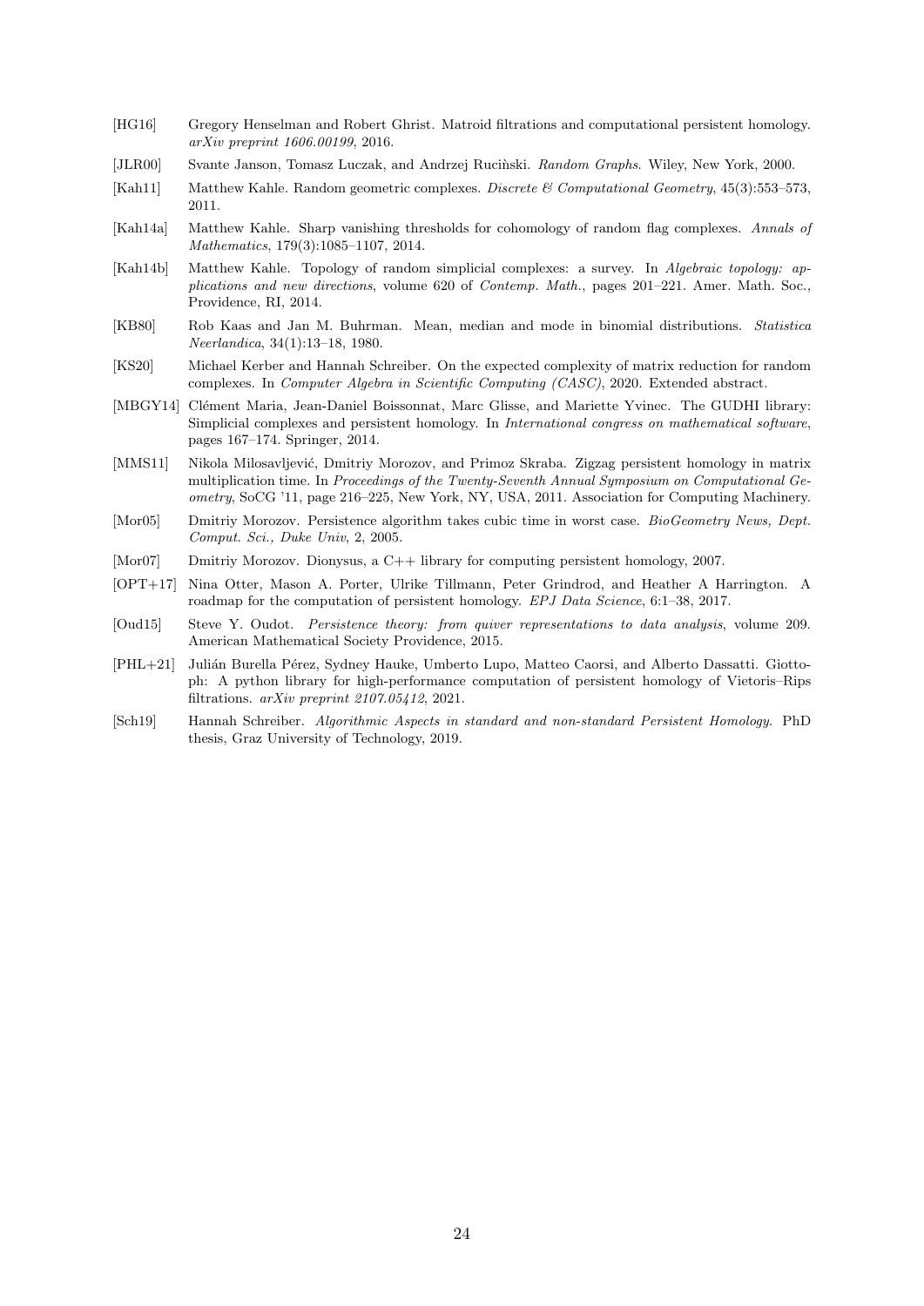[HG16] Gregory Henselman and Robert Ghrist. Matroid filtrations and computational persistent homology. *arXiv preprint 1606.00199*, 2016.

[JLR00] Svante Janson, Tomasz Luczak, and Andrzej Ruciǹski. *Random Graphs*. Wiley, New York, 2000.

[Kah11] Matthew Kahle. Random geometric complexes. *Discrete & Computational Geometry*, 45(3):553–573, 2011.

[Kah14a] Matthew Kahle. Sharp vanishing thresholds for cohomology of random flag complexes. *Annals of Mathematics*, 179(3):1085–1107, 2014.

[Kah14b] Matthew Kahle. Topology of random simplicial complexes: a survey. In *Algebraic topology: applications and new directions*, volume 620 of *Contemp. Math.*, pages 201–221. Amer. Math. Soc., Providence, RI, 2014.

[KB80] Rob Kaas and Jan M. Buhrman. Mean, median and mode in binomial distributions. *Statistica Neerlandica*, 34(1):13–18, 1980.

[KS20] Michael Kerber and Hannah Schreiber. On the expected complexity of matrix reduction for random complexes. In *Computer Algebra in Scientific Computing (CASC)*, 2020. Extended abstract.

[MBGY14] Clément Maria, Jean-Daniel Boissonnat, Marc Glisse, and Mariette Yvinec. The GUDHI library: Simplicial complexes and persistent homology. In *International congress on mathematical software*, pages 167–174. Springer, 2014.

[MMS11] Nikola Milosavljević, Dmitriy Morozov, and Primoz Skraba. Zigzag persistent homology in matrix multiplication time. In *Proceedings of the Twenty-Seventh Annual Symposium on Computational Geometry*, SoCG '11, page 216–225, New York, NY, USA, 2011. Association for Computing Machinery.

[Mor05] Dmitriy Morozov. Persistence algorithm takes cubic time in worst case. *BioGeometry News, Dept. Comput. Sci., Duke Univ*, 2, 2005.

[Mor07] Dmitriy Morozov. Dionysus, a C++ library for computing persistent homology, 2007.

[OPT+17] Nina Otter, Mason A. Porter, Ulrike Tillmann, Peter Grindrod, and Heather A Harrington. A roadmap for the computation of persistent homology. *EPJ Data Science*, 6:1–38, 2017.

[Oud15] Steve Y. Oudot. *Persistence theory: from quiver representations to data analysis*, volume 209. American Mathematical Society Providence, 2015.

[PHL+21] Julián Burella Pérez, Sydney Hauke, Umberto Lupo, Matteo Caorsi, and Alberto Dassatti. Giotto-ph: A python library for high-performance computation of persistent homology of Vietoris–Rips filtrations. *arXiv preprint 2107.05412*, 2021.

[Sch19] Hannah Schreiber. *Algorithmic Aspects in standard and non-standard Persistent Homology*. PhD thesis, Graz University of Technology, 2019.